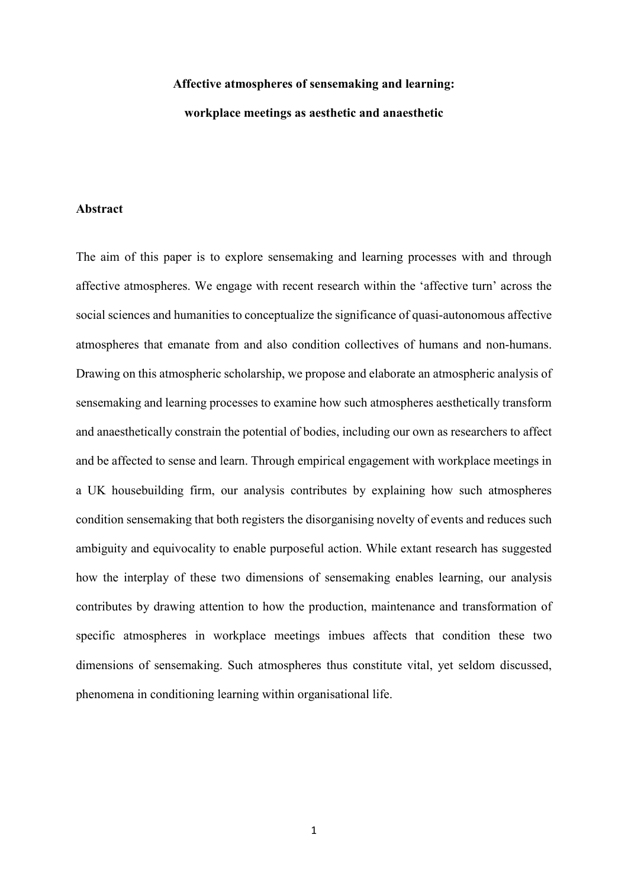# Affective atmospheres of sensemaking and learning: workplace meetings as aesthetic and anaesthetic

## Abstract

The aim of this paper is to explore sensemaking and learning processes with and through affective atmospheres. We engage with recent research within the 'affective turn' across the social sciences and humanities to conceptualize the significance of quasi-autonomous affective atmospheres that emanate from and also condition collectives of humans and non-humans. Drawing on this atmospheric scholarship, we propose and elaborate an atmospheric analysis of sensemaking and learning processes to examine how such atmospheres aesthetically transform and anaesthetically constrain the potential of bodies, including our own as researchers to affect and be affected to sense and learn. Through empirical engagement with workplace meetings in a UK housebuilding firm, our analysis contributes by explaining how such atmospheres condition sensemaking that both registers the disorganising novelty of events and reduces such ambiguity and equivocality to enable purposeful action. While extant research has suggested how the interplay of these two dimensions of sensemaking enables learning, our analysis contributes by drawing attention to how the production, maintenance and transformation of specific atmospheres in workplace meetings imbues affects that condition these two dimensions of sensemaking. Such atmospheres thus constitute vital, yet seldom discussed, phenomena in conditioning learning within organisational life.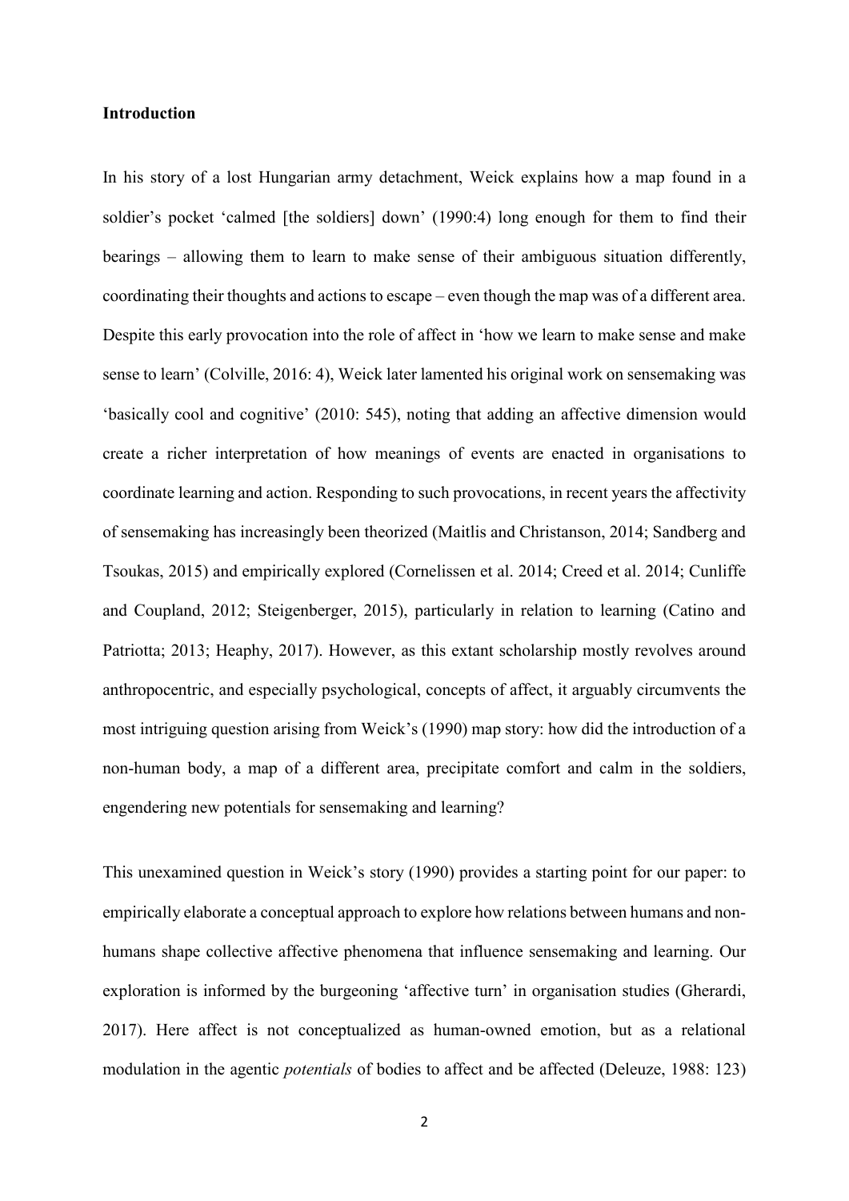**Introduction**

In his story of a lost Hungarian army detachment, Weick explains how a map found in a soldier's pocket 'calmed [the soldiers] down' (1990:4) long enough for them to find their bearings – allowing them to learn to make sense of their ambiguous situation differently, coordinating their thoughts and actions to escape – even though the map was of a different area. Despite this early provocation into the role of affect in 'how we learn to make sense and make sense to learn' (Colville, 2016: 4), Weick later lamented his original work on sensemaking was 'basically cool and cognitive' (2010: 545), noting that adding an affective dimension would create a richer interpretation of how meanings of events are enacted in organisations to coordinate learning and action. Responding to such provocations, in recent years the affectivity of sensemaking has increasingly been theorized (Maitlis and Christanson, 2014; Sandberg and Tsoukas, 2015) and empirically explored (Cornelissen et al. 2014; Creed et al. 2014; Cunliffe and Coupland, 2012; Steigenberger, 2015), particularly in relation to learning (Catino and Patriotta; 2013; Heaphy, 2017). However, as this extant scholarship mostly revolves around anthropocentric, and especially psychological, concepts of affect, it arguably circumvents the most intriguing question arising from Weick's (1990) map story: how did the introduction of a non-human body, a map of a different area, precipitate comfort and calm in the soldiers, engendering new potentials for sensemaking and learning?

This unexamined question in Weick's story (1990) provides a starting point for our paper: to empirically elaborate a conceptual approach to explore how relations between humans and non-humans shape collective affective phenomena that influence sensemaking and learning. Our exploration is informed by the burgeoning 'affective turn' in organisation studies (Gherardi, 2017). Here affect is not conceptualized as human-owned emotion, but as a relational modulation in the agentic *potentials* of bodies to affect and be affected (Deleuze, 1988: 123)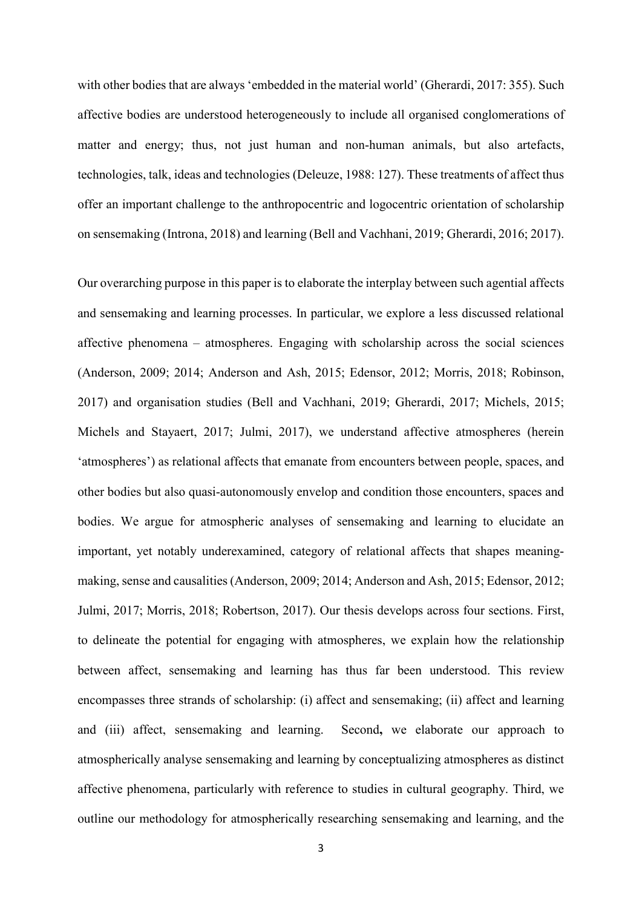with other bodies that are always 'embedded in the material world' (Gherardi, 2017: 355). Such affective bodies are understood heterogeneously to include all organised conglomerations of matter and energy; thus, not just human and non-human animals, but also artefacts, technologies, talk, ideas and technologies (Deleuze, 1988: 127). These treatments of affect thus offer an important challenge to the anthropocentric and logocentric orientation of scholarship on sensemaking (Introna, 2018) and learning (Bell and Vachhani, 2019; Gherardi, 2016; 2017).

Our overarching purpose in this paper is to elaborate the interplay between such agential affects and sensemaking and learning processes. In particular, we explore a less discussed relational affective phenomena – atmospheres. Engaging with scholarship across the social sciences (Anderson, 2009; 2014; Anderson and Ash, 2015; Edensor, 2012; Morris, 2018; Robinson, 2017) and organisation studies (Bell and Vachhani, 2019; Gherardi, 2017; Michels, 2015; Michels and Stayaert, 2017; Julmi, 2017), we understand affective atmospheres (herein 'atmospheres') as relational affects that emanate from encounters between people, spaces, and other bodies but also quasi-autonomously envelop and condition those encounters, spaces and bodies. We argue for atmospheric analyses of sensemaking and learning to elucidate an important, yet notably underexamined, category of relational affects that shapes meaning-making, sense and causalities (Anderson, 2009; 2014; Anderson and Ash, 2015; Edensor, 2012; Julmi, 2017; Morris, 2018; Robertson, 2017). Our thesis develops across four sections. First, to delineate the potential for engaging with atmospheres, we explain how the relationship between affect, sensemaking and learning has thus far been understood. This review encompasses three strands of scholarship: (i) affect and sensemaking; (ii) affect and learning and (iii) affect, sensemaking and learning. Second**,** we elaborate our approach to atmospherically analyse sensemaking and learning by conceptualizing atmospheres as distinct affective phenomena, particularly with reference to studies in cultural geography. Third, we outline our methodology for atmospherically researching sensemaking and learning, and the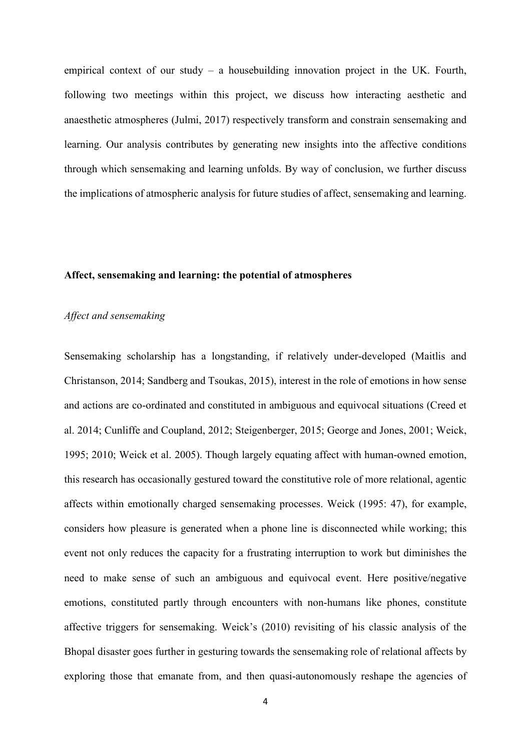empirical context of our study – a housebuilding innovation project in the UK. Fourth, following two meetings within this project, we discuss how interacting aesthetic and anaesthetic atmospheres (Julmi, 2017) respectively transform and constrain sensemaking and learning. Our analysis contributes by generating new insights into the affective conditions through which sensemaking and learning unfolds. By way of conclusion, we further discuss the implications of atmospheric analysis for future studies of affect, sensemaking and learning.

## Affect, sensemaking and learning: the potential of atmospheres

### *Affect and sensemaking*

Sensemaking scholarship has a longstanding, if relatively under-developed (Maitlis and Christanson, 2014; Sandberg and Tsoukas, 2015), interest in the role of emotions in how sense and actions are co-ordinated and constituted in ambiguous and equivocal situations (Creed et al. 2014; Cunliffe and Coupland, 2012; Steigenberger, 2015; George and Jones, 2001; Weick, 1995; 2010; Weick et al. 2005). Though largely equating affect with human-owned emotion, this research has occasionally gestured toward the constitutive role of more relational, agentic affects within emotionally charged sensemaking processes. Weick (1995: 47), for example, considers how pleasure is generated when a phone line is disconnected while working; this event not only reduces the capacity for a frustrating interruption to work but diminishes the need to make sense of such an ambiguous and equivocal event. Here positive/negative emotions, constituted partly through encounters with non-humans like phones, constitute affective triggers for sensemaking. Weick's (2010) revisiting of his classic analysis of the Bhopal disaster goes further in gesturing towards the sensemaking role of relational affects by exploring those that emanate from, and then quasi-autonomously reshape the agencies of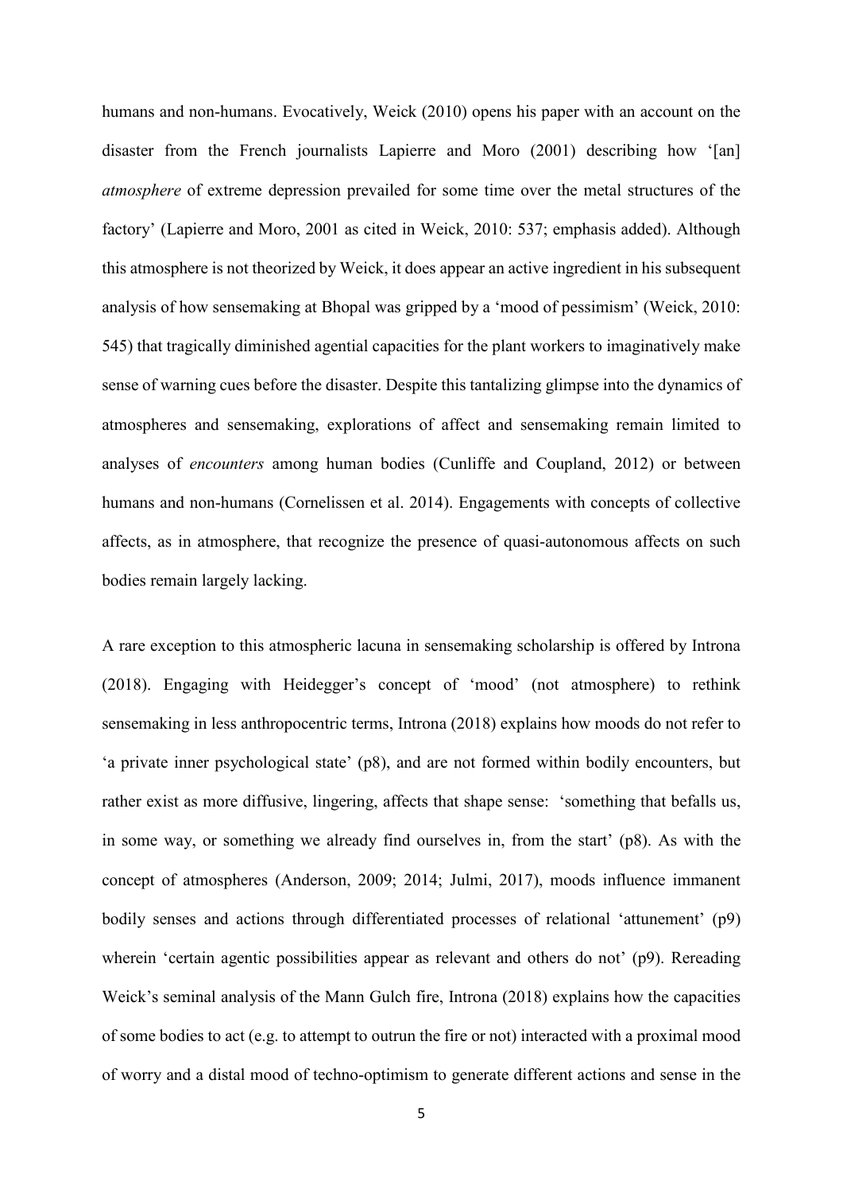humans and non-humans. Evocatively, Weick (2010) opens his paper with an account on the disaster from the French journalists Lapierre and Moro (2001) describing how '[an] *atmosphere* of extreme depression prevailed for some time over the metal structures of the factory' (Lapierre and Moro, 2001 as cited in Weick, 2010: 537; emphasis added). Although this atmosphere is not theorized by Weick, it does appear an active ingredient in his subsequent analysis of how sensemaking at Bhopal was gripped by a 'mood of pessimism' (Weick, 2010: 545) that tragically diminished agential capacities for the plant workers to imaginatively make sense of warning cues before the disaster. Despite this tantalizing glimpse into the dynamics of atmospheres and sensemaking, explorations of affect and sensemaking remain limited to analyses of *encounters* among human bodies (Cunliffe and Coupland, 2012) or between humans and non-humans (Cornelissen et al. 2014). Engagements with concepts of collective affects, as in atmosphere, that recognize the presence of quasi-autonomous affects on such bodies remain largely lacking.

A rare exception to this atmospheric lacuna in sensemaking scholarship is offered by Introna (2018). Engaging with Heidegger's concept of 'mood' (not atmosphere) to rethink sensemaking in less anthropocentric terms, Introna (2018) explains how moods do not refer to 'a private inner psychological state' (p8), and are not formed within bodily encounters, but rather exist as more diffusive, lingering, affects that shape sense: 'something that befalls us, in some way, or something we already find ourselves in, from the start' (p8). As with the concept of atmospheres (Anderson, 2009; 2014; Julmi, 2017), moods influence immanent bodily senses and actions through differentiated processes of relational 'attunement' (p9) wherein 'certain agentic possibilities appear as relevant and others do not' (p9). Rereading Weick's seminal analysis of the Mann Gulch fire, Introna (2018) explains how the capacities of some bodies to act (e.g. to attempt to outrun the fire or not) interacted with a proximal mood of worry and a distal mood of techno-optimism to generate different actions and sense in the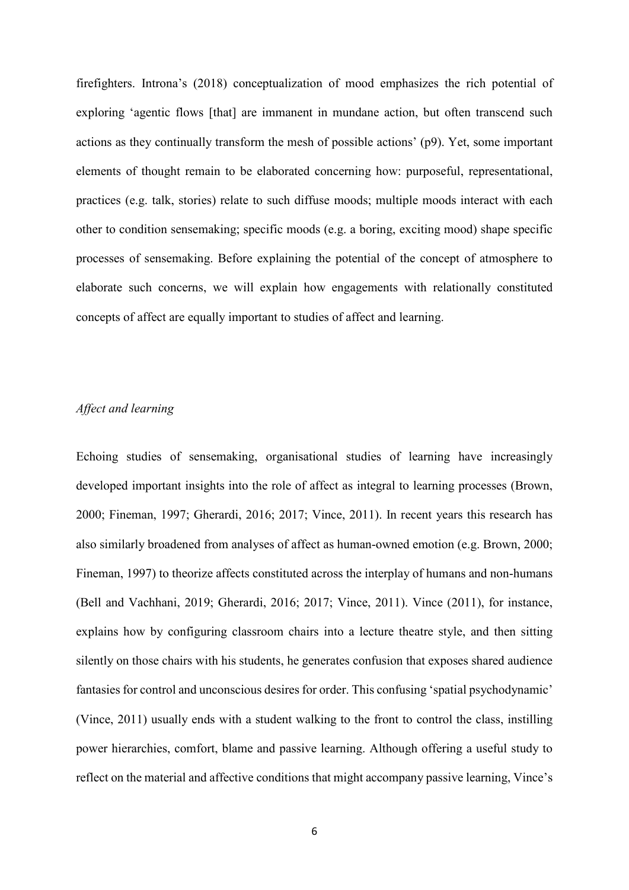firefighters. Introna's (2018) conceptualization of mood emphasizes the rich potential of exploring 'agentic flows [that] are immanent in mundane action, but often transcend such actions as they continually transform the mesh of possible actions' (p9). Yet, some important elements of thought remain to be elaborated concerning how: purposeful, representational, practices (e.g. talk, stories) relate to such diffuse moods; multiple moods interact with each other to condition sensemaking; specific moods (e.g. a boring, exciting mood) shape specific processes of sensemaking. Before explaining the potential of the concept of atmosphere to elaborate such concerns, we will explain how engagements with relationally constituted concepts of affect are equally important to studies of affect and learning.

*Affect and learning*

Echoing studies of sensemaking, organisational studies of learning have increasingly developed important insights into the role of affect as integral to learning processes (Brown, 2000; Fineman, 1997; Gherardi, 2016; 2017; Vince, 2011). In recent years this research has also similarly broadened from analyses of affect as human-owned emotion (e.g. Brown, 2000; Fineman, 1997) to theorize affects constituted across the interplay of humans and non-humans (Bell and Vachhani, 2019; Gherardi, 2016; 2017; Vince, 2011). Vince (2011), for instance, explains how by configuring classroom chairs into a lecture theatre style, and then sitting silently on those chairs with his students, he generates confusion that exposes shared audience fantasies for control and unconscious desires for order. This confusing 'spatial psychodynamic' (Vince, 2011) usually ends with a student walking to the front to control the class, instilling power hierarchies, comfort, blame and passive learning. Although offering a useful study to reflect on the material and affective conditions that might accompany passive learning, Vince's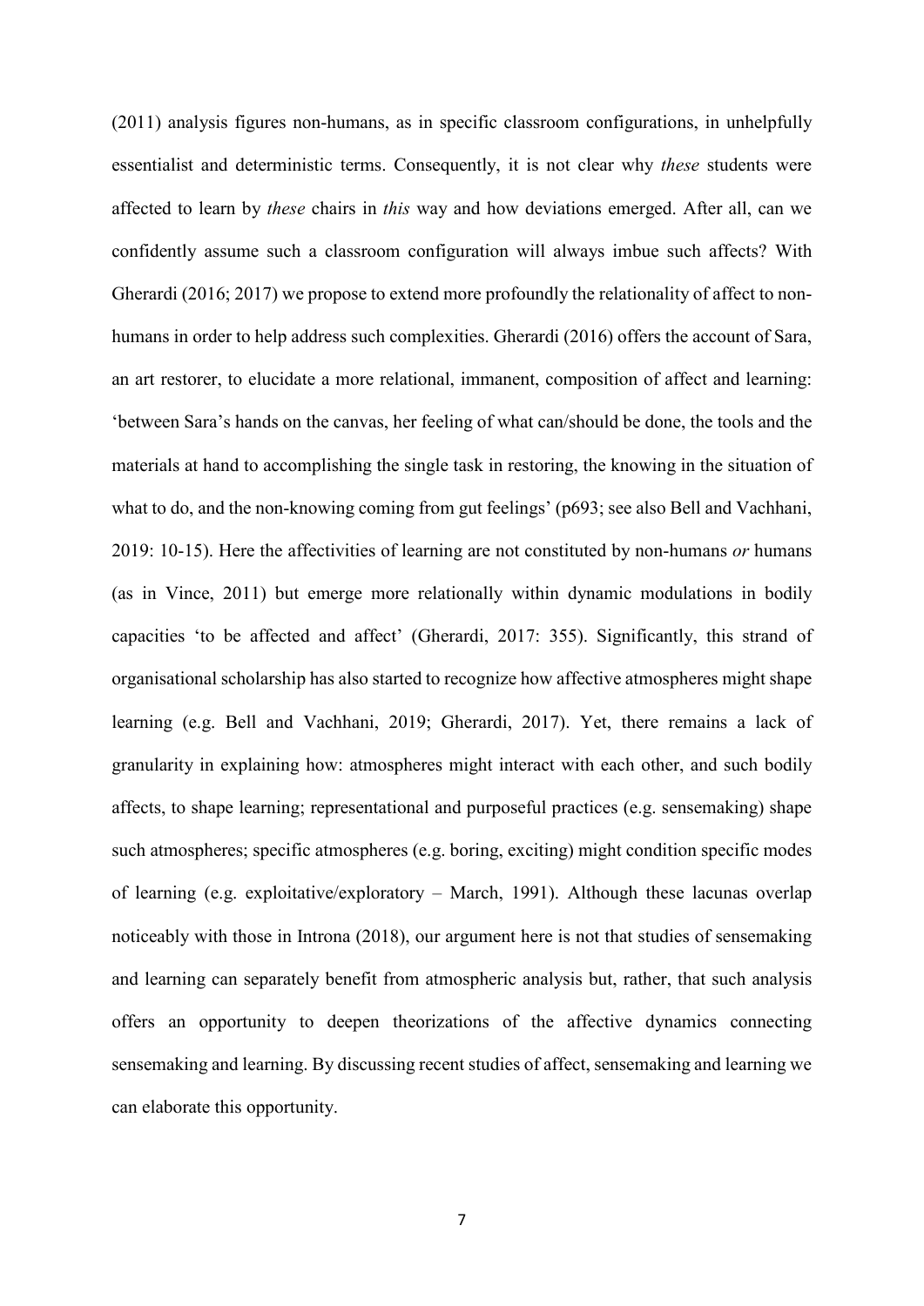(2011) analysis figures non-humans, as in specific classroom configurations, in unhelpfully essentialist and deterministic terms. Consequently, it is not clear why *these* students were affected to learn by *these* chairs in *this* way and how deviations emerged. After all, can we confidently assume such a classroom configuration will always imbue such affects? With Gherardi (2016; 2017) we propose to extend more profoundly the relationality of affect to non-humans in order to help address such complexities. Gherardi (2016) offers the account of Sara, an art restorer, to elucidate a more relational, immanent, composition of affect and learning: 'between Sara's hands on the canvas, her feeling of what can/should be done, the tools and the materials at hand to accomplishing the single task in restoring, the knowing in the situation of what to do, and the non-knowing coming from gut feelings' (p693; see also Bell and Vachhani, 2019: 10-15). Here the affectivities of learning are not constituted by non-humans *or* humans (as in Vince, 2011) but emerge more relationally within dynamic modulations in bodily capacities 'to be affected and affect' (Gherardi, 2017: 355). Significantly, this strand of organisational scholarship has also started to recognize how affective atmospheres might shape learning (e.g. Bell and Vachhani, 2019; Gherardi, 2017). Yet, there remains a lack of granularity in explaining how: atmospheres might interact with each other, and such bodily affects, to shape learning; representational and purposeful practices (e.g. sensemaking) shape such atmospheres; specific atmospheres (e.g. boring, exciting) might condition specific modes of learning (e.g. exploitative/exploratory – March, 1991). Although these lacunas overlap noticeably with those in Introna (2018), our argument here is not that studies of sensemaking and learning can separately benefit from atmospheric analysis but, rather, that such analysis offers an opportunity to deepen theorizations of the affective dynamics connecting sensemaking and learning. By discussing recent studies of affect, sensemaking and learning we can elaborate this opportunity.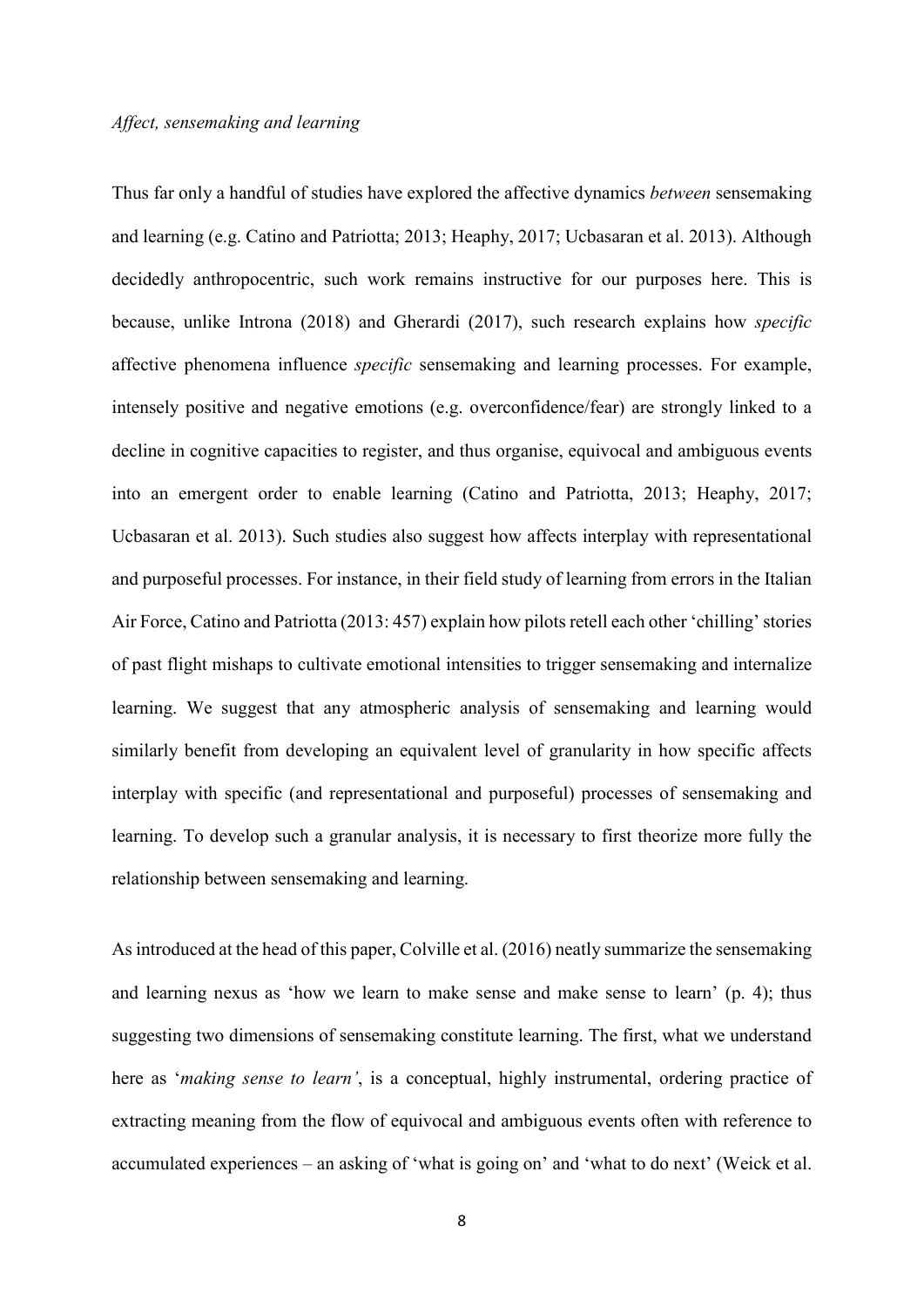### *Affect, sensemaking and learning*

Thus far only a handful of studies have explored the affective dynamics *between* sensemaking and learning (e.g. Catino and Patriotta; 2013; Heaphy, 2017; Ucbasaran et al. 2013). Although decidedly anthropocentric, such work remains instructive for our purposes here. This is because, unlike Introna (2018) and Gherardi (2017), such research explains how *specific* affective phenomena influence *specific* sensemaking and learning processes. For example, intensely positive and negative emotions (e.g. overconfidence/fear) are strongly linked to a decline in cognitive capacities to register, and thus organise, equivocal and ambiguous events into an emergent order to enable learning (Catino and Patriotta, 2013; Heaphy, 2017; Ucbasaran et al. 2013). Such studies also suggest how affects interplay with representational and purposeful processes. For instance, in their field study of learning from errors in the Italian Air Force, Catino and Patriotta (2013: 457) explain how pilots retell each other 'chilling' stories of past flight mishaps to cultivate emotional intensities to trigger sensemaking and internalize learning. We suggest that any atmospheric analysis of sensemaking and learning would similarly benefit from developing an equivalent level of granularity in how specific affects interplay with specific (and representational and purposeful) processes of sensemaking and learning. To develop such a granular analysis, it is necessary to first theorize more fully the relationship between sensemaking and learning.

As introduced at the head of this paper, Colville et al. (2016) neatly summarize the sensemaking and learning nexus as 'how we learn to make sense and make sense to learn' (p. 4); thus suggesting two dimensions of sensemaking constitute learning. The first, what we understand here as '*making sense to learn'*, is a conceptual, highly instrumental, ordering practice of extracting meaning from the flow of equivocal and ambiguous events often with reference to accumulated experiences – an asking of 'what is going on' and 'what to do next' (Weick et al.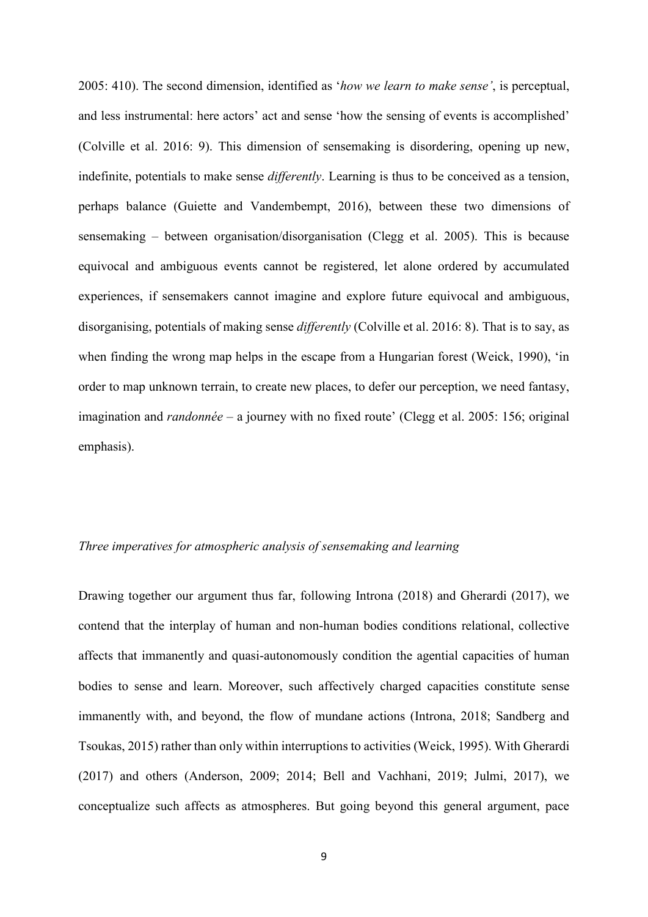2005: 410). The second dimension, identified as '*how we learn to make sense'*, is perceptual, and less instrumental: here actors' act and sense 'how the sensing of events is accomplished' (Colville et al. 2016: 9). This dimension of sensemaking is disordering, opening up new, indefinite, potentials to make sense *differently*. Learning is thus to be conceived as a tension, perhaps balance (Guiette and Vandembempt, 2016), between these two dimensions of sensemaking – between organisation/disorganisation (Clegg et al. 2005). This is because equivocal and ambiguous events cannot be registered, let alone ordered by accumulated experiences, if sensemakers cannot imagine and explore future equivocal and ambiguous, disorganising, potentials of making sense *differently* (Colville et al. 2016: 8). That is to say, as when finding the wrong map helps in the escape from a Hungarian forest (Weick, 1990), 'in order to map unknown terrain, to create new places, to defer our perception, we need fantasy, imagination and *randonnée* – a journey with no fixed route' (Clegg et al. 2005: 156; original emphasis).

*Three imperatives for atmospheric analysis of sensemaking and learning*

Drawing together our argument thus far, following Introna (2018) and Gherardi (2017), we contend that the interplay of human and non-human bodies conditions relational, collective affects that immanently and quasi-autonomously condition the agential capacities of human bodies to sense and learn. Moreover, such affectively charged capacities constitute sense immanently with, and beyond, the flow of mundane actions (Introna, 2018; Sandberg and Tsoukas, 2015) rather than only within interruptions to activities (Weick, 1995). With Gherardi (2017) and others (Anderson, 2009; 2014; Bell and Vachhani, 2019; Julmi, 2017), we conceptualize such affects as atmospheres. But going beyond this general argument, pace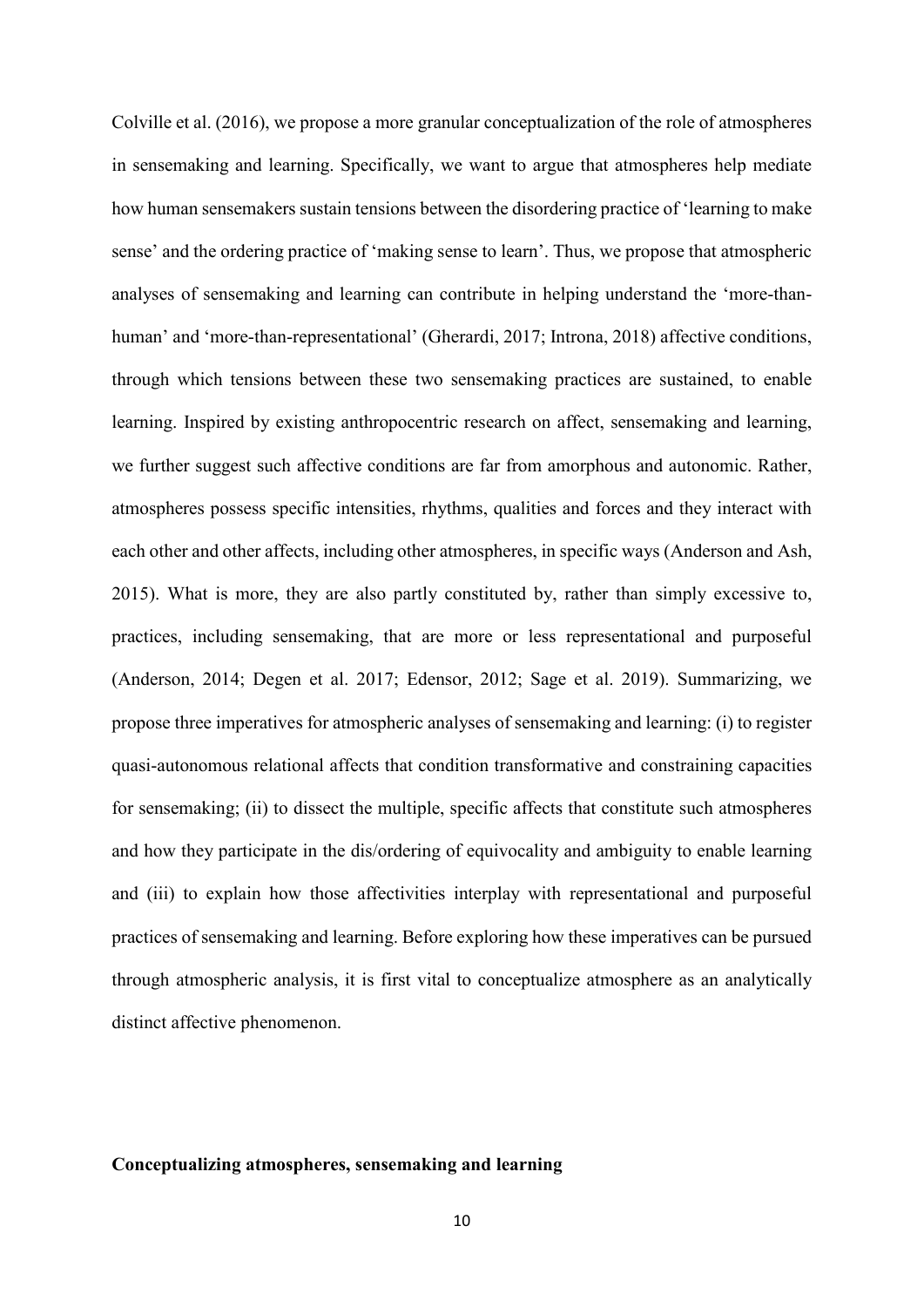Colville et al. (2016), we propose a more granular conceptualization of the role of atmospheres in sensemaking and learning. Specifically, we want to argue that atmospheres help mediate how human sensemakers sustain tensions between the disordering practice of 'learning to make sense' and the ordering practice of 'making sense to learn'. Thus, we propose that atmospheric analyses of sensemaking and learning can contribute in helping understand the 'more-than-human' and 'more-than-representational' (Gherardi, 2017; Introna, 2018) affective conditions, through which tensions between these two sensemaking practices are sustained, to enable learning. Inspired by existing anthropocentric research on affect, sensemaking and learning, we further suggest such affective conditions are far from amorphous and autonomic. Rather, atmospheres possess specific intensities, rhythms, qualities and forces and they interact with each other and other affects, including other atmospheres, in specific ways (Anderson and Ash, 2015). What is more, they are also partly constituted by, rather than simply excessive to, practices, including sensemaking, that are more or less representational and purposeful (Anderson, 2014; Degen et al. 2017; Edensor, 2012; Sage et al. 2019). Summarizing, we propose three imperatives for atmospheric analyses of sensemaking and learning: (i) to register quasi-autonomous relational affects that condition transformative and constraining capacities for sensemaking; (ii) to dissect the multiple, specific affects that constitute such atmospheres and how they participate in the dis/ordering of equivocality and ambiguity to enable learning and (iii) to explain how those affectivities interplay with representational and purposeful practices of sensemaking and learning. Before exploring how these imperatives can be pursued through atmospheric analysis, it is first vital to conceptualize atmosphere as an analytically distinct affective phenomenon.

## Conceptualizing atmospheres, sensemaking and learning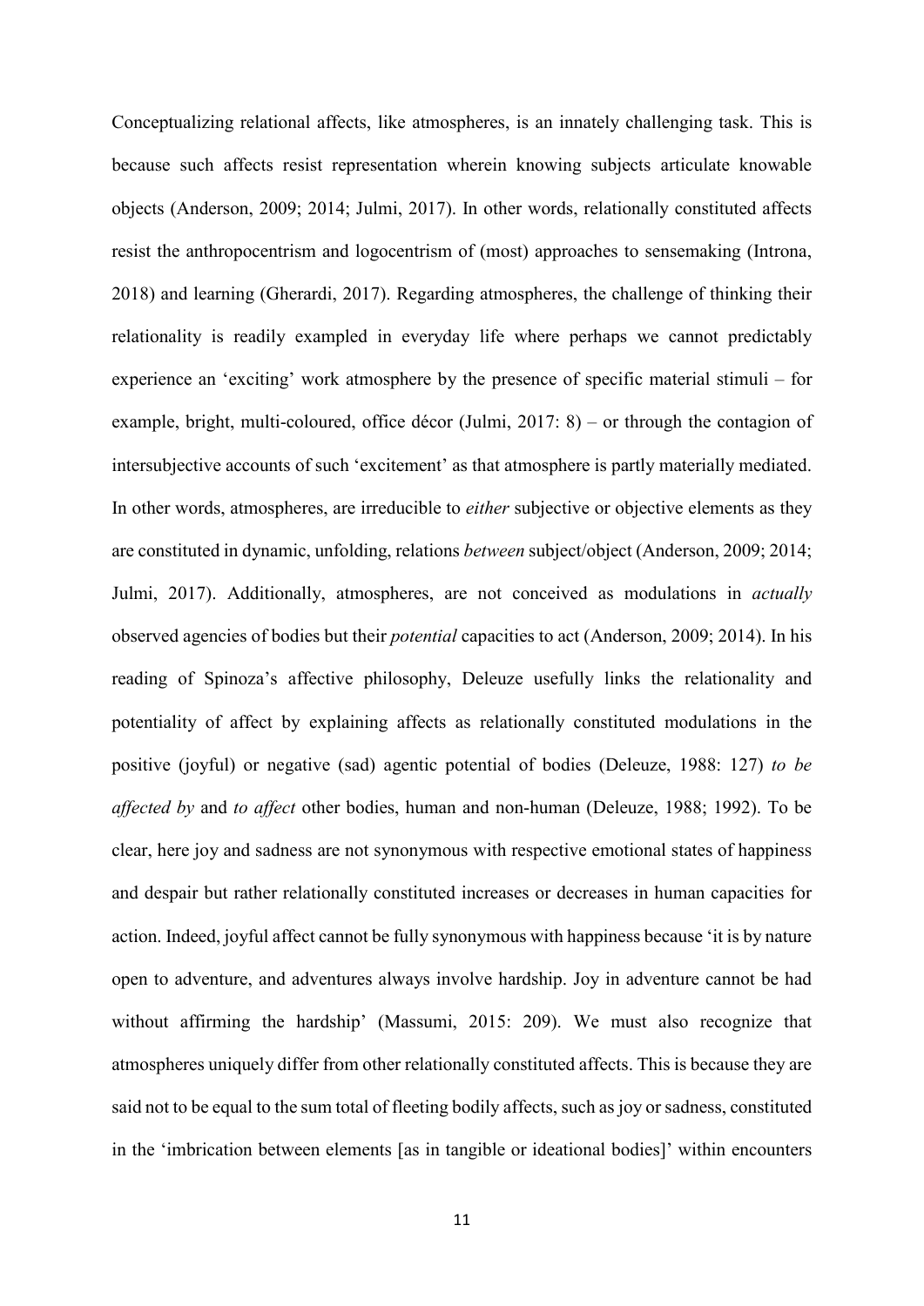Conceptualizing relational affects, like atmospheres, is an innately challenging task. This is because such affects resist representation wherein knowing subjects articulate knowable objects (Anderson, 2009; 2014; Julmi, 2017). In other words, relationally constituted affects resist the anthropocentrism and logocentrism of (most) approaches to sensemaking (Introna, 2018) and learning (Gherardi, 2017). Regarding atmospheres, the challenge of thinking their relationality is readily exampled in everyday life where perhaps we cannot predictably experience an 'exciting' work atmosphere by the presence of specific material stimuli – for example, bright, multi-coloured, office décor (Julmi, 2017: 8) – or through the contagion of intersubjective accounts of such 'excitement' as that atmosphere is partly materially mediated. In other words, atmospheres, are irreducible to *either* subjective or objective elements as they are constituted in dynamic, unfolding, relations *between* subject/object (Anderson, 2009; 2014; Julmi, 2017). Additionally, atmospheres, are not conceived as modulations in *actually* observed agencies of bodies but their *potential* capacities to act (Anderson, 2009; 2014). In his reading of Spinoza's affective philosophy, Deleuze usefully links the relationality and potentiality of affect by explaining affects as relationally constituted modulations in the positive (joyful) or negative (sad) agentic potential of bodies (Deleuze, 1988: 127) *to be affected by* and *to affect* other bodies, human and non-human (Deleuze, 1988; 1992). To be clear, here joy and sadness are not synonymous with respective emotional states of happiness and despair but rather relationally constituted increases or decreases in human capacities for action. Indeed, joyful affect cannot be fully synonymous with happiness because 'it is by nature open to adventure, and adventures always involve hardship. Joy in adventure cannot be had without affirming the hardship' (Massumi, 2015: 209). We must also recognize that atmospheres uniquely differ from other relationally constituted affects. This is because they are said not to be equal to the sum total of fleeting bodily affects, such as joy or sadness, constituted in the 'imbrication between elements [as in tangible or ideational bodies]' within encounters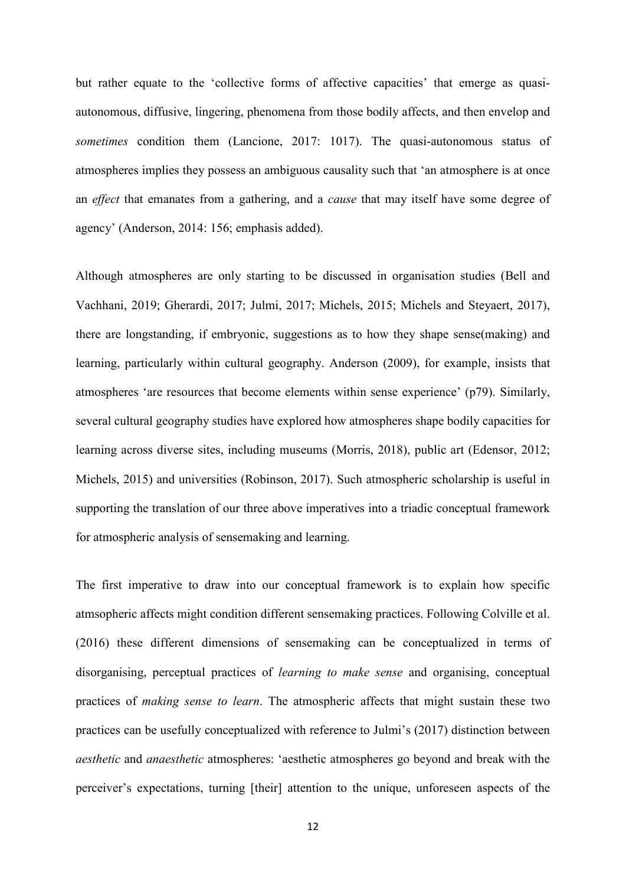but rather equate to the 'collective forms of affective capacities' that emerge as quasi-autonomous, diffusive, lingering, phenomena from those bodily affects, and then envelop and *sometimes* condition them (Lancione, 2017: 1017). The quasi-autonomous status of atmospheres implies they possess an ambiguous causality such that 'an atmosphere is at once an *effect* that emanates from a gathering, and a *cause* that may itself have some degree of agency' (Anderson, 2014: 156; emphasis added).

Although atmospheres are only starting to be discussed in organisation studies (Bell and Vachhani, 2019; Gherardi, 2017; Julmi, 2017; Michels, 2015; Michels and Steyaert, 2017), there are longstanding, if embryonic, suggestions as to how they shape sense(making) and learning, particularly within cultural geography. Anderson (2009), for example, insists that atmospheres 'are resources that become elements within sense experience' (p79). Similarly, several cultural geography studies have explored how atmospheres shape bodily capacities for learning across diverse sites, including museums (Morris, 2018), public art (Edensor, 2012; Michels, 2015) and universities (Robinson, 2017). Such atmospheric scholarship is useful in supporting the translation of our three above imperatives into a triadic conceptual framework for atmospheric analysis of sensemaking and learning.

The first imperative to draw into our conceptual framework is to explain how specific atmsopheric affects might condition different sensemaking practices. Following Colville et al. (2016) these different dimensions of sensemaking can be conceptualized in terms of disorganising, perceptual practices of *learning to make sense* and organising, conceptual practices of *making sense to learn*. The atmospheric affects that might sustain these two practices can be usefully conceptualized with reference to Julmi's (2017) distinction between *aesthetic* and *anaesthetic* atmospheres: 'aesthetic atmospheres go beyond and break with the perceiver's expectations, turning [their] attention to the unique, unforeseen aspects of the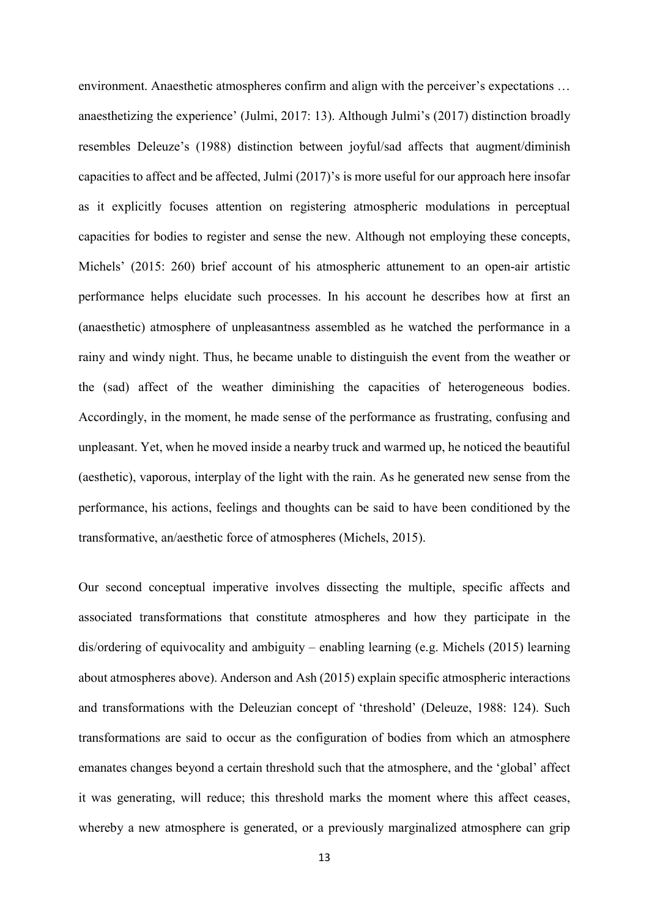environment. Anaesthetic atmospheres confirm and align with the perceiver's expectations … anaesthetizing the experience' (Julmi, 2017: 13). Although Julmi's (2017) distinction broadly resembles Deleuze's (1988) distinction between joyful/sad affects that augment/diminish capacities to affect and be affected, Julmi (2017)'s is more useful for our approach here insofar as it explicitly focuses attention on registering atmospheric modulations in perceptual capacities for bodies to register and sense the new. Although not employing these concepts, Michels' (2015: 260) brief account of his atmospheric attunement to an open-air artistic performance helps elucidate such processes. In his account he describes how at first an (anaesthetic) atmosphere of unpleasantness assembled as he watched the performance in a rainy and windy night. Thus, he became unable to distinguish the event from the weather or the (sad) affect of the weather diminishing the capacities of heterogeneous bodies. Accordingly, in the moment, he made sense of the performance as frustrating, confusing and unpleasant. Yet, when he moved inside a nearby truck and warmed up, he noticed the beautiful (aesthetic), vaporous, interplay of the light with the rain. As he generated new sense from the performance, his actions, feelings and thoughts can be said to have been conditioned by the transformative, an/aesthetic force of atmospheres (Michels, 2015).

Our second conceptual imperative involves dissecting the multiple, specific affects and associated transformations that constitute atmospheres and how they participate in the dis/ordering of equivocality and ambiguity – enabling learning (e.g. Michels (2015) learning about atmospheres above). Anderson and Ash (2015) explain specific atmospheric interactions and transformations with the Deleuzian concept of 'threshold' (Deleuze, 1988: 124). Such transformations are said to occur as the configuration of bodies from which an atmosphere emanates changes beyond a certain threshold such that the atmosphere, and the 'global' affect it was generating, will reduce; this threshold marks the moment where this affect ceases, whereby a new atmosphere is generated, or a previously marginalized atmosphere can grip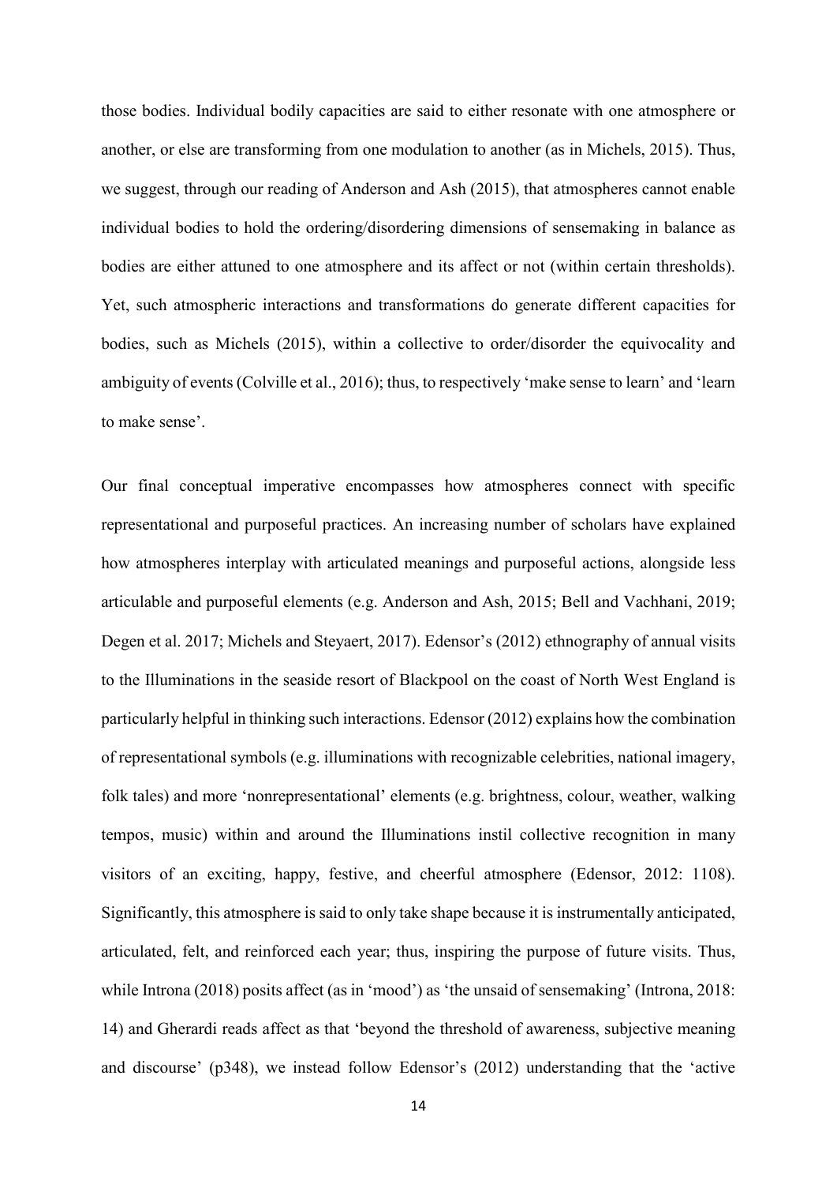those bodies. Individual bodily capacities are said to either resonate with one atmosphere or another, or else are transforming from one modulation to another (as in Michels, 2015). Thus, we suggest, through our reading of Anderson and Ash (2015), that atmospheres cannot enable individual bodies to hold the ordering/disordering dimensions of sensemaking in balance as bodies are either attuned to one atmosphere and its affect or not (within certain thresholds). Yet, such atmospheric interactions and transformations do generate different capacities for bodies, such as Michels (2015), within a collective to order/disorder the equivocality and ambiguity of events (Colville et al., 2016); thus, to respectively 'make sense to learn' and 'learn to make sense'.

Our final conceptual imperative encompasses how atmospheres connect with specific representational and purposeful practices. An increasing number of scholars have explained how atmospheres interplay with articulated meanings and purposeful actions, alongside less articulable and purposeful elements (e.g. Anderson and Ash, 2015; Bell and Vachhani, 2019; Degen et al. 2017; Michels and Steyaert, 2017). Edensor's (2012) ethnography of annual visits to the Illuminations in the seaside resort of Blackpool on the coast of North West England is particularly helpful in thinking such interactions. Edensor (2012) explains how the combination of representational symbols (e.g. illuminations with recognizable celebrities, national imagery, folk tales) and more 'nonrepresentational' elements (e.g. brightness, colour, weather, walking tempos, music) within and around the Illuminations instil collective recognition in many visitors of an exciting, happy, festive, and cheerful atmosphere (Edensor, 2012: 1108). Significantly, this atmosphere is said to only take shape because it is instrumentally anticipated, articulated, felt, and reinforced each year; thus, inspiring the purpose of future visits. Thus, while Introna (2018) posits affect (as in 'mood') as 'the unsaid of sensemaking' (Introna, 2018: 14) and Gherardi reads affect as that 'beyond the threshold of awareness, subjective meaning and discourse' (p348), we instead follow Edensor's (2012) understanding that the 'active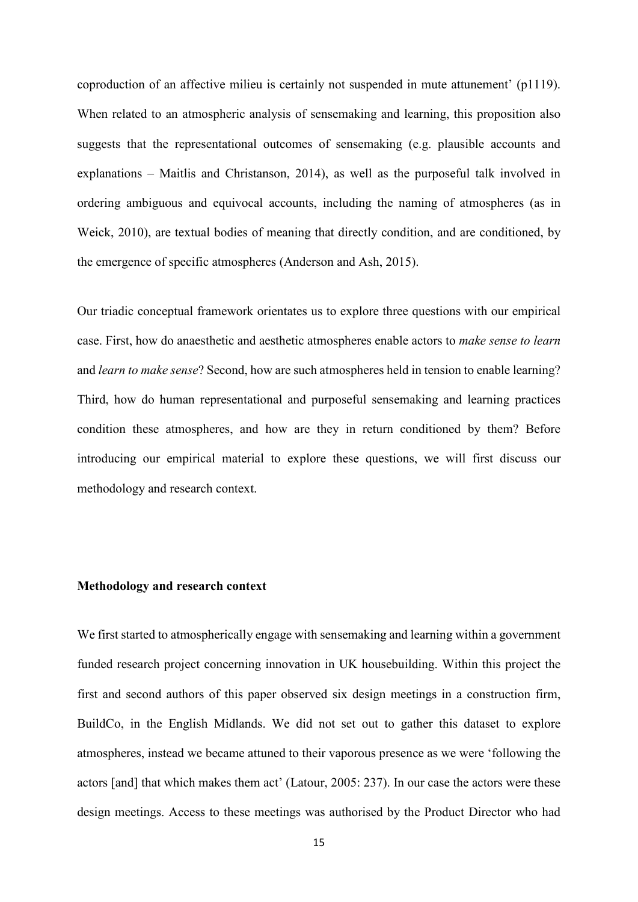coproduction of an affective milieu is certainly not suspended in mute attunement' (p1119). When related to an atmospheric analysis of sensemaking and learning, this proposition also suggests that the representational outcomes of sensemaking (e.g. plausible accounts and explanations – Maitlis and Christanson, 2014), as well as the purposeful talk involved in ordering ambiguous and equivocal accounts, including the naming of atmospheres (as in Weick, 2010), are textual bodies of meaning that directly condition, and are conditioned, by the emergence of specific atmospheres (Anderson and Ash, 2015).

Our triadic conceptual framework orientates us to explore three questions with our empirical case. First, how do anaesthetic and aesthetic atmospheres enable actors to *make sense to learn* and *learn to make sense*? Second, how are such atmospheres held in tension to enable learning? Third, how do human representational and purposeful sensemaking and learning practices condition these atmospheres, and how are they in return conditioned by them? Before introducing our empirical material to explore these questions, we will first discuss our methodology and research context.

**Methodology and research context**

We first started to atmospherically engage with sensemaking and learning within a government funded research project concerning innovation in UK housebuilding. Within this project the first and second authors of this paper observed six design meetings in a construction firm, BuildCo, in the English Midlands. We did not set out to gather this dataset to explore atmospheres, instead we became attuned to their vaporous presence as we were 'following the actors [and] that which makes them act' (Latour, 2005: 237). In our case the actors were these design meetings. Access to these meetings was authorised by the Product Director who had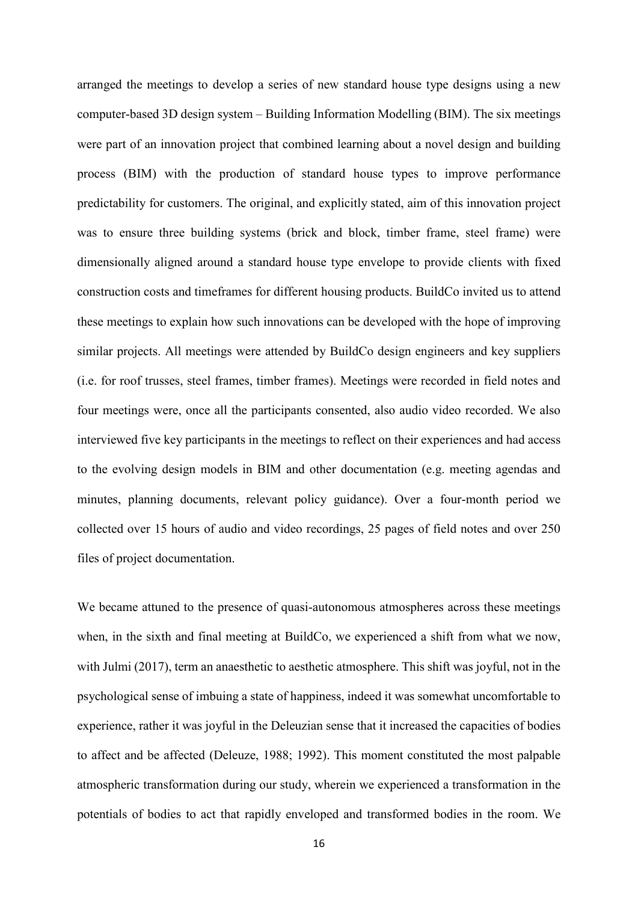arranged the meetings to develop a series of new standard house type designs using a new computer-based 3D design system – Building Information Modelling (BIM). The six meetings were part of an innovation project that combined learning about a novel design and building process (BIM) with the production of standard house types to improve performance predictability for customers. The original, and explicitly stated, aim of this innovation project was to ensure three building systems (brick and block, timber frame, steel frame) were dimensionally aligned around a standard house type envelope to provide clients with fixed construction costs and timeframes for different housing products. BuildCo invited us to attend these meetings to explain how such innovations can be developed with the hope of improving similar projects. All meetings were attended by BuildCo design engineers and key suppliers (i.e. for roof trusses, steel frames, timber frames). Meetings were recorded in field notes and four meetings were, once all the participants consented, also audio video recorded. We also interviewed five key participants in the meetings to reflect on their experiences and had access to the evolving design models in BIM and other documentation (e.g. meeting agendas and minutes, planning documents, relevant policy guidance). Over a four-month period we collected over 15 hours of audio and video recordings, 25 pages of field notes and over 250 files of project documentation.

We became attuned to the presence of quasi-autonomous atmospheres across these meetings when, in the sixth and final meeting at BuildCo, we experienced a shift from what we now, with Julmi (2017), term an anaesthetic to aesthetic atmosphere. This shift was joyful, not in the psychological sense of imbuing a state of happiness, indeed it was somewhat uncomfortable to experience, rather it was joyful in the Deleuzian sense that it increased the capacities of bodies to affect and be affected (Deleuze, 1988; 1992). This moment constituted the most palpable atmospheric transformation during our study, wherein we experienced a transformation in the potentials of bodies to act that rapidly enveloped and transformed bodies in the room. We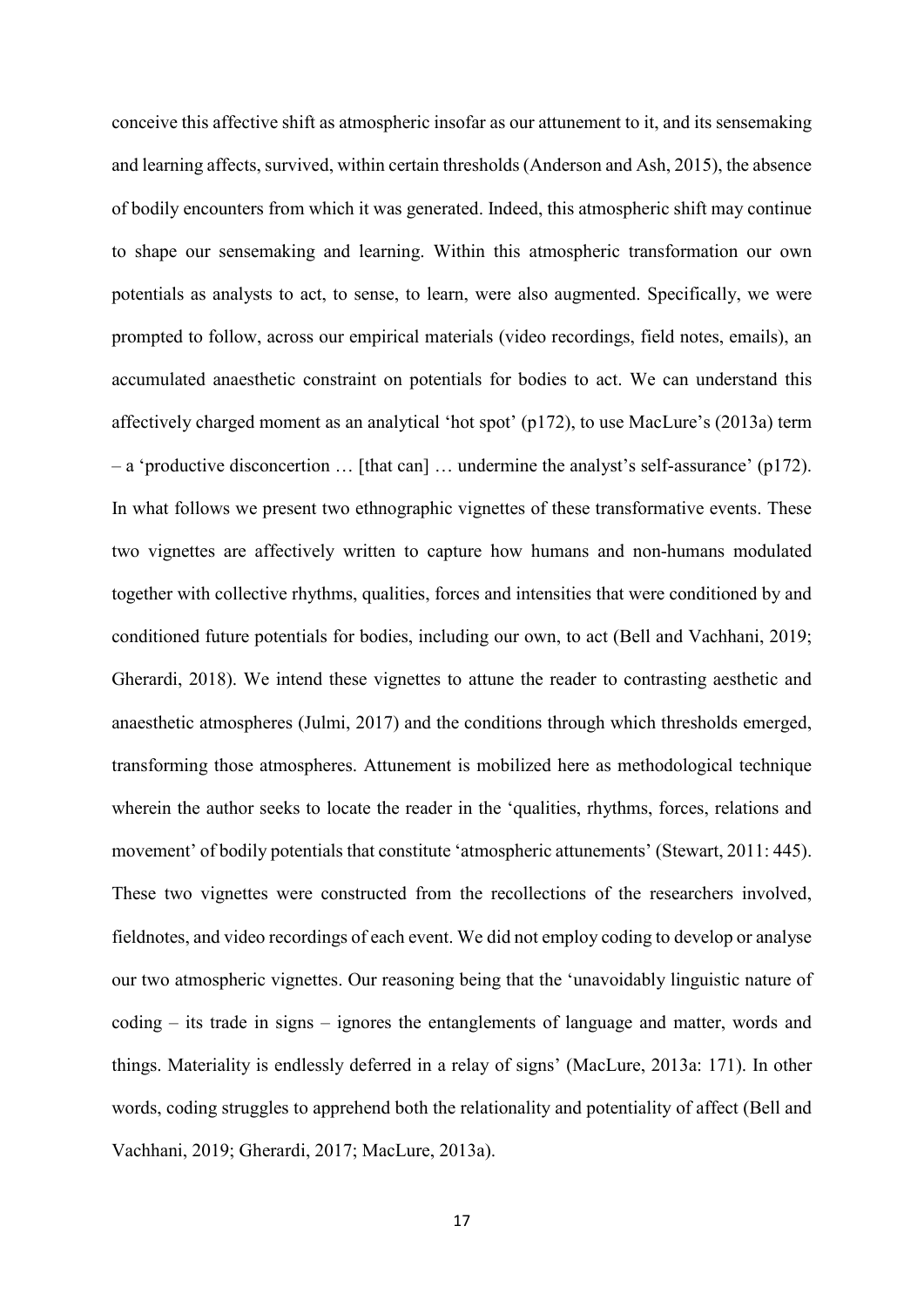conceive this affective shift as atmospheric insofar as our attunement to it, and its sensemaking and learning affects, survived, within certain thresholds (Anderson and Ash, 2015), the absence of bodily encounters from which it was generated. Indeed, this atmospheric shift may continue to shape our sensemaking and learning. Within this atmospheric transformation our own potentials as analysts to act, to sense, to learn, were also augmented. Specifically, we were prompted to follow, across our empirical materials (video recordings, field notes, emails), an accumulated anaesthetic constraint on potentials for bodies to act. We can understand this affectively charged moment as an analytical 'hot spot' (p172), to use MacLure's (2013a) term – a 'productive disconcertion … [that can] … undermine the analyst's self-assurance' (p172). In what follows we present two ethnographic vignettes of these transformative events. These two vignettes are affectively written to capture how humans and non-humans modulated together with collective rhythms, qualities, forces and intensities that were conditioned by and conditioned future potentials for bodies, including our own, to act (Bell and Vachhani, 2019; Gherardi, 2018). We intend these vignettes to attune the reader to contrasting aesthetic and anaesthetic atmospheres (Julmi, 2017) and the conditions through which thresholds emerged, transforming those atmospheres. Attunement is mobilized here as methodological technique wherein the author seeks to locate the reader in the 'qualities, rhythms, forces, relations and movement' of bodily potentials that constitute 'atmospheric attunements' (Stewart, 2011: 445). These two vignettes were constructed from the recollections of the researchers involved, fieldnotes, and video recordings of each event. We did not employ coding to develop or analyse our two atmospheric vignettes. Our reasoning being that the 'unavoidably linguistic nature of coding – its trade in signs – ignores the entanglements of language and matter, words and things. Materiality is endlessly deferred in a relay of signs' (MacLure, 2013a: 171). In other words, coding struggles to apprehend both the relationality and potentiality of affect (Bell and Vachhani, 2019; Gherardi, 2017; MacLure, 2013a).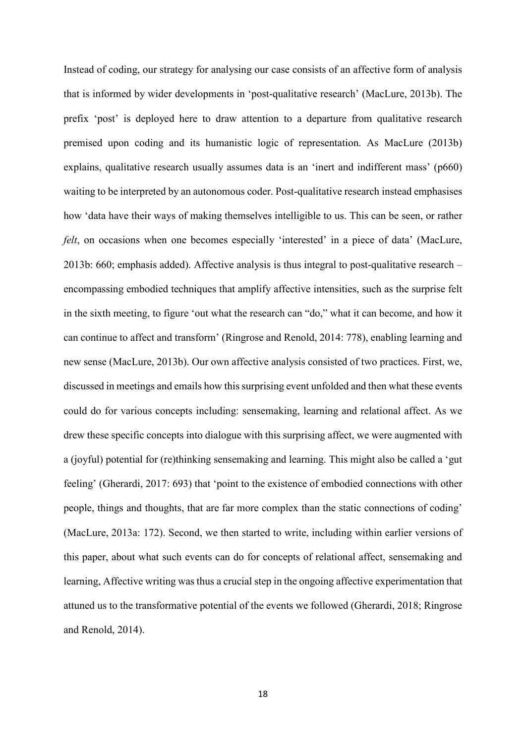Instead of coding, our strategy for analysing our case consists of an affective form of analysis that is informed by wider developments in 'post-qualitative research' (MacLure, 2013b). The prefix 'post' is deployed here to draw attention to a departure from qualitative research premised upon coding and its humanistic logic of representation. As MacLure (2013b) explains, qualitative research usually assumes data is an 'inert and indifferent mass' (p660) waiting to be interpreted by an autonomous coder. Post-qualitative research instead emphasises how 'data have their ways of making themselves intelligible to us. This can be seen, or rather *felt*, on occasions when one becomes especially 'interested' in a piece of data' (MacLure, 2013b: 660; emphasis added). Affective analysis is thus integral to post-qualitative research – encompassing embodied techniques that amplify affective intensities, such as the surprise felt in the sixth meeting, to figure 'out what the research can "do," what it can become, and how it can continue to affect and transform' (Ringrose and Renold, 2014: 778), enabling learning and new sense (MacLure, 2013b). Our own affective analysis consisted of two practices. First, we, discussed in meetings and emails how this surprising event unfolded and then what these events could do for various concepts including: sensemaking, learning and relational affect. As we drew these specific concepts into dialogue with this surprising affect, we were augmented with a (joyful) potential for (re)thinking sensemaking and learning. This might also be called a 'gut feeling' (Gherardi, 2017: 693) that 'point to the existence of embodied connections with other people, things and thoughts, that are far more complex than the static connections of coding' (MacLure, 2013a: 172). Second, we then started to write, including within earlier versions of this paper, about what such events can do for concepts of relational affect, sensemaking and learning, Affective writing was thus a crucial step in the ongoing affective experimentation that attuned us to the transformative potential of the events we followed (Gherardi, 2018; Ringrose and Renold, 2014).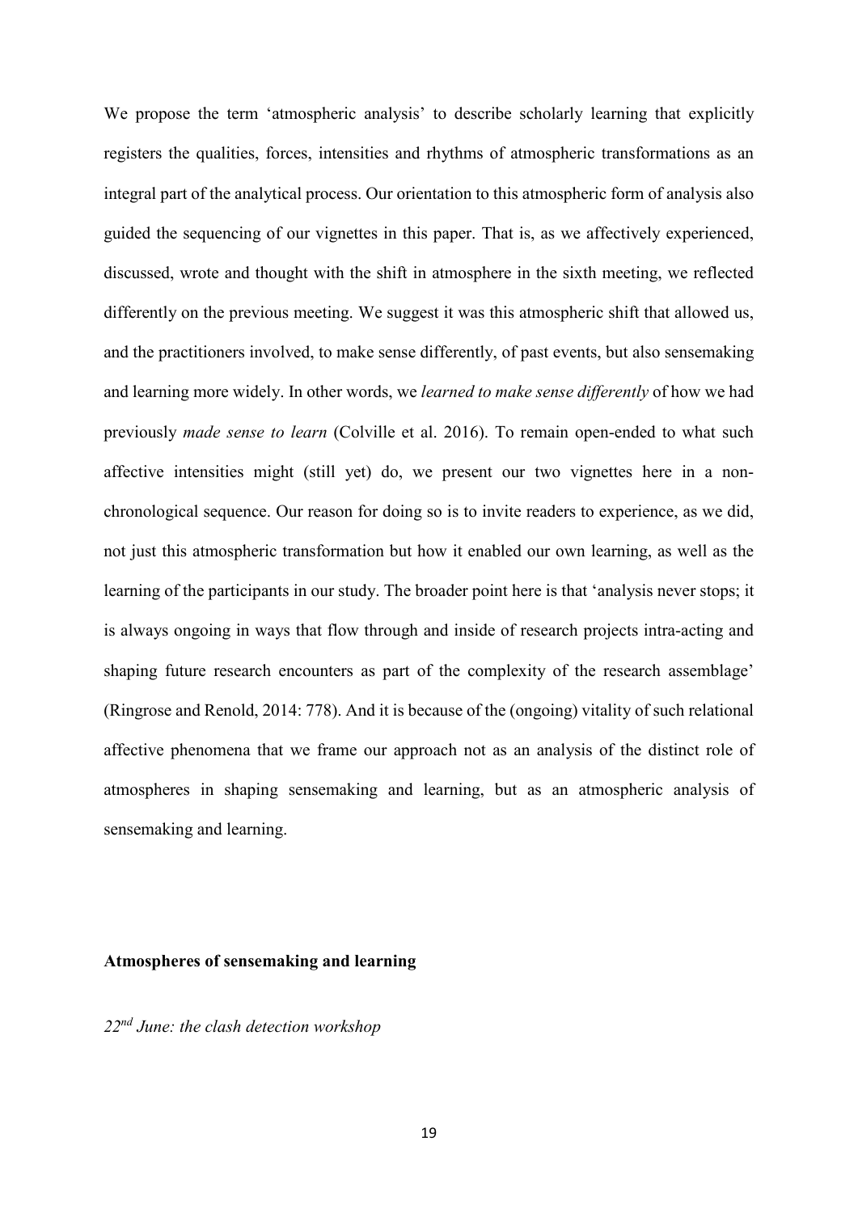We propose the term 'atmospheric analysis' to describe scholarly learning that explicitly registers the qualities, forces, intensities and rhythms of atmospheric transformations as an integral part of the analytical process. Our orientation to this atmospheric form of analysis also guided the sequencing of our vignettes in this paper. That is, as we affectively experienced, discussed, wrote and thought with the shift in atmosphere in the sixth meeting, we reflected differently on the previous meeting. We suggest it was this atmospheric shift that allowed us, and the practitioners involved, to make sense differently, of past events, but also sensemaking and learning more widely. In other words, we *learned to make sense differently* of how we had previously *made sense to learn* (Colville et al. 2016). To remain open-ended to what such affective intensities might (still yet) do, we present our two vignettes here in a non-chronological sequence. Our reason for doing so is to invite readers to experience, as we did, not just this atmospheric transformation but how it enabled our own learning, as well as the learning of the participants in our study. The broader point here is that 'analysis never stops; it is always ongoing in ways that flow through and inside of research projects intra-acting and shaping future research encounters as part of the complexity of the research assemblage' (Ringrose and Renold, 2014: 778). And it is because of the (ongoing) vitality of such relational affective phenomena that we frame our approach not as an analysis of the distinct role of atmospheres in shaping sensemaking and learning, but as an atmospheric analysis of sensemaking and learning.

## Atmospheres of sensemaking and learning

### *22nd June: the clash detection workshop*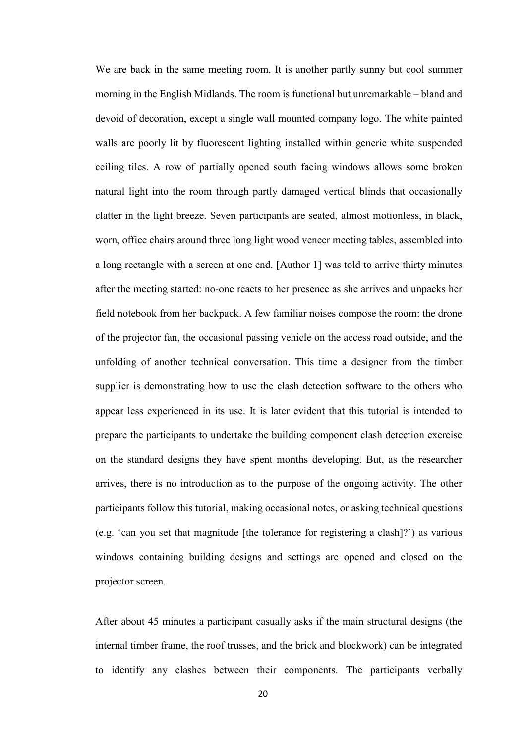We are back in the same meeting room. It is another partly sunny but cool summer morning in the English Midlands. The room is functional but unremarkable – bland and devoid of decoration, except a single wall mounted company logo. The white painted walls are poorly lit by fluorescent lighting installed within generic white suspended ceiling tiles. A row of partially opened south facing windows allows some broken natural light into the room through partly damaged vertical blinds that occasionally clatter in the light breeze. Seven participants are seated, almost motionless, in black, worn, office chairs around three long light wood veneer meeting tables, assembled into a long rectangle with a screen at one end. [Author 1] was told to arrive thirty minutes after the meeting started: no-one reacts to her presence as she arrives and unpacks her field notebook from her backpack. A few familiar noises compose the room: the drone of the projector fan, the occasional passing vehicle on the access road outside, and the unfolding of another technical conversation. This time a designer from the timber supplier is demonstrating how to use the clash detection software to the others who appear less experienced in its use. It is later evident that this tutorial is intended to prepare the participants to undertake the building component clash detection exercise on the standard designs they have spent months developing. But, as the researcher arrives, there is no introduction as to the purpose of the ongoing activity. The other participants follow this tutorial, making occasional notes, or asking technical questions (e.g. 'can you set that magnitude [the tolerance for registering a clash]?') as various windows containing building designs and settings are opened and closed on the projector screen.

After about 45 minutes a participant casually asks if the main structural designs (the internal timber frame, the roof trusses, and the brick and blockwork) can be integrated to identify any clashes between their components. The participants verbally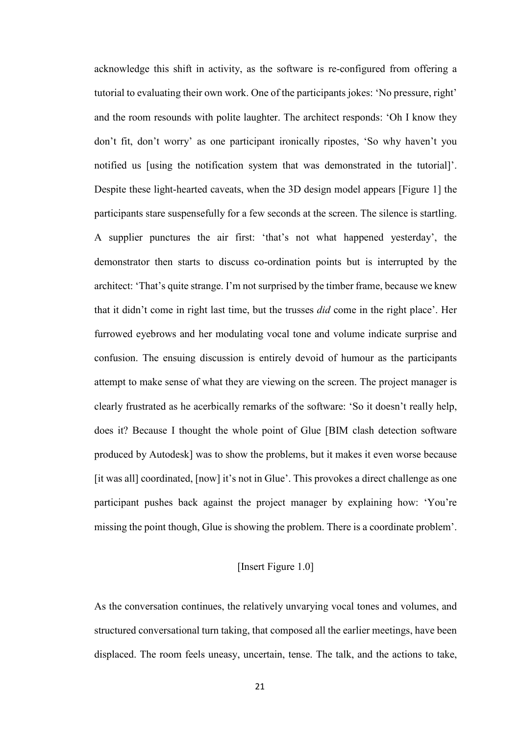acknowledge this shift in activity, as the software is re-configured from offering a tutorial to evaluating their own work. One of the participants jokes: 'No pressure, right' and the room resounds with polite laughter. The architect responds: 'Oh I know they don't fit, don't worry' as one participant ironically ripostes, 'So why haven't you notified us [using the notification system that was demonstrated in the tutorial]'. Despite these light-hearted caveats, when the 3D design model appears [Figure 1] the participants stare suspensefully for a few seconds at the screen. The silence is startling. A supplier punctures the air first: 'that's not what happened yesterday', the demonstrator then starts to discuss co-ordination points but is interrupted by the architect: 'That's quite strange. I'm not surprised by the timber frame, because we knew that it didn't come in right last time, but the trusses *did* come in the right place'. Her furrowed eyebrows and her modulating vocal tone and volume indicate surprise and confusion. The ensuing discussion is entirely devoid of humour as the participants attempt to make sense of what they are viewing on the screen. The project manager is clearly frustrated as he acerbically remarks of the software: 'So it doesn't really help, does it? Because I thought the whole point of Glue [BIM clash detection software produced by Autodesk] was to show the problems, but it makes it even worse because [it was all] coordinated, [now] it's not in Glue'. This provokes a direct challenge as one participant pushes back against the project manager by explaining how: 'You're missing the point though, Glue is showing the problem. There is a coordinate problem'.

[Insert Figure 1.0]

As the conversation continues, the relatively unvarying vocal tones and volumes, and structured conversational turn taking, that composed all the earlier meetings, have been displaced. The room feels uneasy, uncertain, tense. The talk, and the actions to take,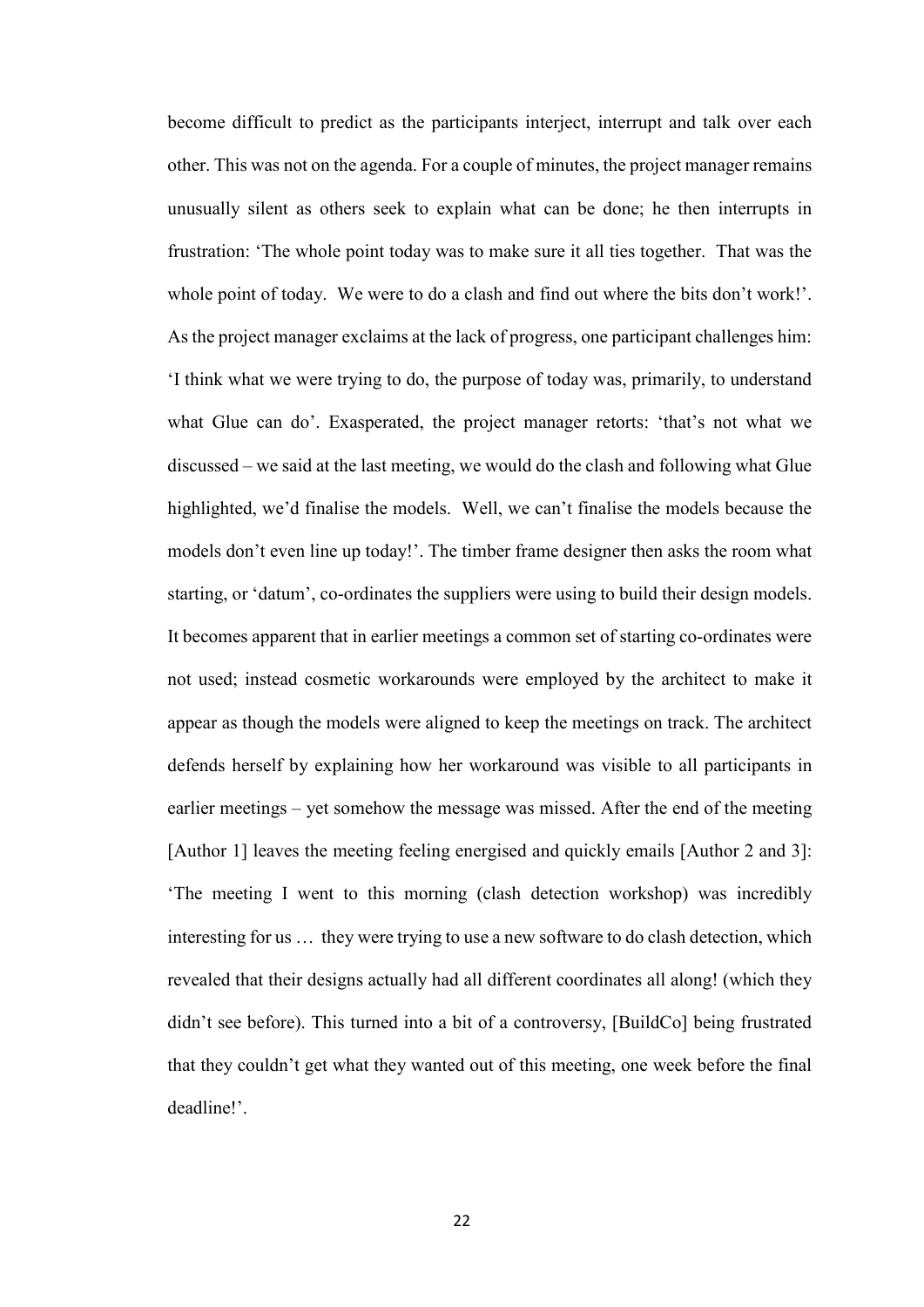become difficult to predict as the participants interject, interrupt and talk over each other. This was not on the agenda. For a couple of minutes, the project manager remains unusually silent as others seek to explain what can be done; he then interrupts in frustration: 'The whole point today was to make sure it all ties together. That was the whole point of today. We were to do a clash and find out where the bits don't work!'. As the project manager exclaims at the lack of progress, one participant challenges him: 'I think what we were trying to do, the purpose of today was, primarily, to understand what Glue can do'. Exasperated, the project manager retorts: 'that's not what we discussed – we said at the last meeting, we would do the clash and following what Glue highlighted, we'd finalise the models. Well, we can't finalise the models because the models don't even line up today!'. The timber frame designer then asks the room what starting, or 'datum', co-ordinates the suppliers were using to build their design models. It becomes apparent that in earlier meetings a common set of starting co-ordinates were not used; instead cosmetic workarounds were employed by the architect to make it appear as though the models were aligned to keep the meetings on track. The architect defends herself by explaining how her workaround was visible to all participants in earlier meetings – yet somehow the message was missed. After the end of the meeting [Author 1] leaves the meeting feeling energised and quickly emails [Author 2 and 3]: 'The meeting I went to this morning (clash detection workshop) was incredibly interesting for us … they were trying to use a new software to do clash detection, which revealed that their designs actually had all different coordinates all along! (which they didn't see before). This turned into a bit of a controversy, [BuildCo] being frustrated that they couldn't get what they wanted out of this meeting, one week before the final deadline!'.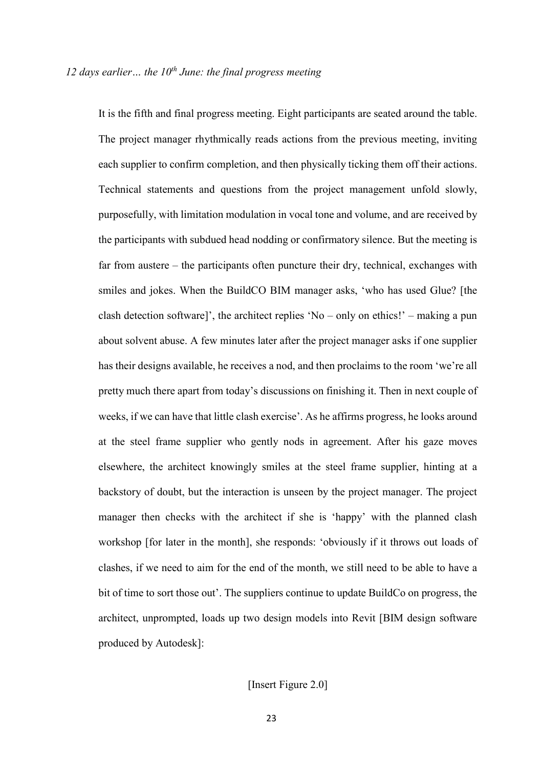*12 days earlier… the 10th June: the final progress meeting*

It is the fifth and final progress meeting. Eight participants are seated around the table. The project manager rhythmically reads actions from the previous meeting, inviting each supplier to confirm completion, and then physically ticking them off their actions. Technical statements and questions from the project management unfold slowly, purposefully, with limitation modulation in vocal tone and volume, and are received by the participants with subdued head nodding or confirmatory silence. But the meeting is far from austere – the participants often puncture their dry, technical, exchanges with smiles and jokes. When the BuildCO BIM manager asks, 'who has used Glue? [the clash detection software]', the architect replies 'No – only on ethics!' – making a pun about solvent abuse. A few minutes later after the project manager asks if one supplier has their designs available, he receives a nod, and then proclaims to the room 'we're all pretty much there apart from today's discussions on finishing it. Then in next couple of weeks, if we can have that little clash exercise'. As he affirms progress, he looks around at the steel frame supplier who gently nods in agreement. After his gaze moves elsewhere, the architect knowingly smiles at the steel frame supplier, hinting at a backstory of doubt, but the interaction is unseen by the project manager. The project manager then checks with the architect if she is 'happy' with the planned clash workshop [for later in the month], she responds: 'obviously if it throws out loads of clashes, if we need to aim for the end of the month, we still need to be able to have a bit of time to sort those out'. The suppliers continue to update BuildCo on progress, the architect, unprompted, loads up two design models into Revit [BIM design software produced by Autodesk]:

[Insert Figure 2.0]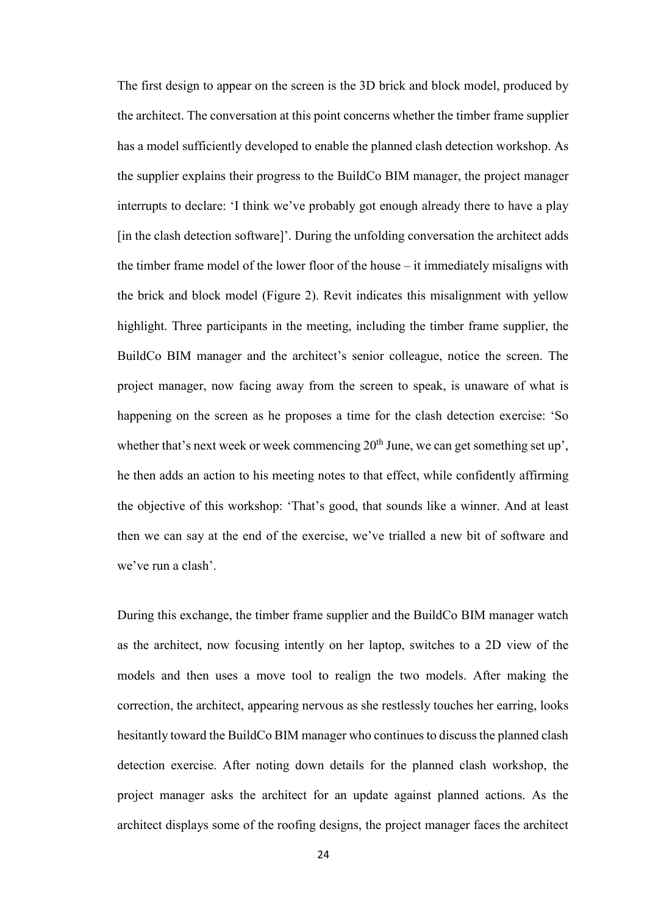The first design to appear on the screen is the 3D brick and block model, produced by the architect. The conversation at this point concerns whether the timber frame supplier has a model sufficiently developed to enable the planned clash detection workshop. As the supplier explains their progress to the BuildCo BIM manager, the project manager interrupts to declare: 'I think we've probably got enough already there to have a play [in the clash detection software]'. During the unfolding conversation the architect adds the timber frame model of the lower floor of the house – it immediately misaligns with the brick and block model (Figure 2). Revit indicates this misalignment with yellow highlight. Three participants in the meeting, including the timber frame supplier, the BuildCo BIM manager and the architect's senior colleague, notice the screen. The project manager, now facing away from the screen to speak, is unaware of what is happening on the screen as he proposes a time for the clash detection exercise: 'So whether that's next week or week commencing 20th June, we can get something set up', he then adds an action to his meeting notes to that effect, while confidently affirming the objective of this workshop: 'That's good, that sounds like a winner. And at least then we can say at the end of the exercise, we've trialled a new bit of software and we've run a clash'.

During this exchange, the timber frame supplier and the BuildCo BIM manager watch as the architect, now focusing intently on her laptop, switches to a 2D view of the models and then uses a move tool to realign the two models. After making the correction, the architect, appearing nervous as she restlessly touches her earring, looks hesitantly toward the BuildCo BIM manager who continues to discuss the planned clash detection exercise. After noting down details for the planned clash workshop, the project manager asks the architect for an update against planned actions. As the architect displays some of the roofing designs, the project manager faces the architect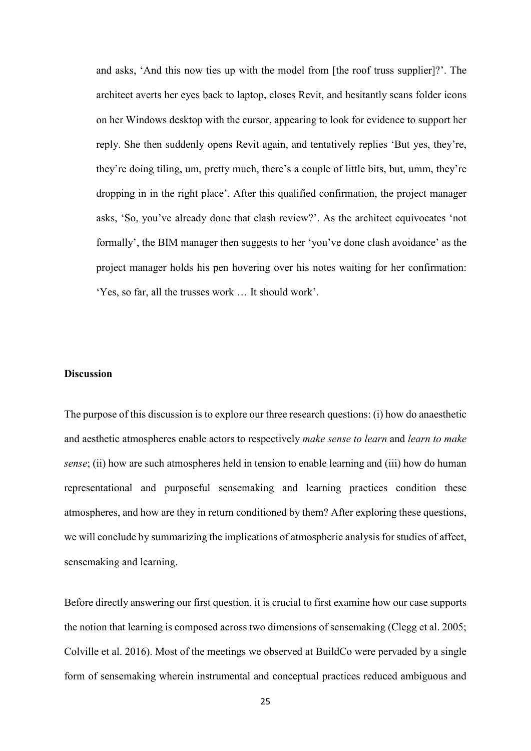and asks, 'And this now ties up with the model from [the roof truss supplier]?'. The architect averts her eyes back to laptop, closes Revit, and hesitantly scans folder icons on her Windows desktop with the cursor, appearing to look for evidence to support her reply. She then suddenly opens Revit again, and tentatively replies 'But yes, they're, they're doing tiling, um, pretty much, there's a couple of little bits, but, umm, they're dropping in in the right place'. After this qualified confirmation, the project manager asks, 'So, you've already done that clash review?'. As the architect equivocates 'not formally', the BIM manager then suggests to her 'you've done clash avoidance' as the project manager holds his pen hovering over his notes waiting for her confirmation: 'Yes, so far, all the trusses work … It should work'.

## Discussion

The purpose of this discussion is to explore our three research questions: (i) how do anaesthetic and aesthetic atmospheres enable actors to respectively *make sense to learn* and *learn to make sense*; (ii) how are such atmospheres held in tension to enable learning and (iii) how do human representational and purposeful sensemaking and learning practices condition these atmospheres, and how are they in return conditioned by them? After exploring these questions, we will conclude by summarizing the implications of atmospheric analysis for studies of affect, sensemaking and learning.

Before directly answering our first question, it is crucial to first examine how our case supports the notion that learning is composed across two dimensions of sensemaking (Clegg et al. 2005; Colville et al. 2016). Most of the meetings we observed at BuildCo were pervaded by a single form of sensemaking wherein instrumental and conceptual practices reduced ambiguous and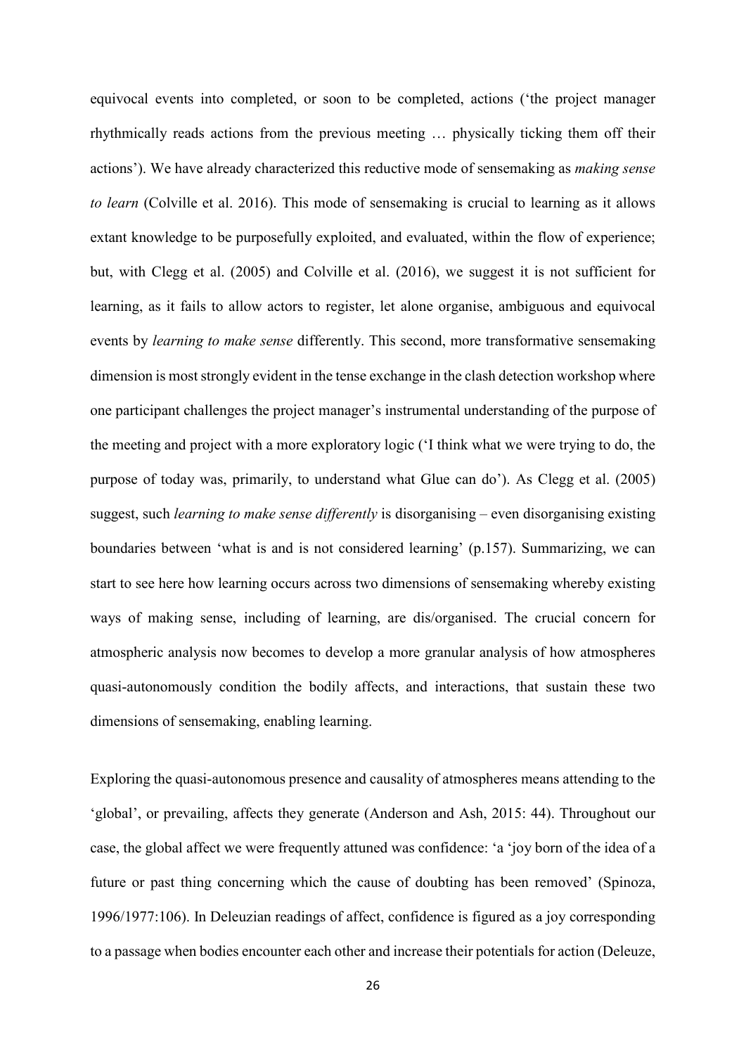equivocal events into completed, or soon to be completed, actions ('the project manager rhythmically reads actions from the previous meeting … physically ticking them off their actions'). We have already characterized this reductive mode of sensemaking as *making sense to learn* (Colville et al. 2016). This mode of sensemaking is crucial to learning as it allows extant knowledge to be purposefully exploited, and evaluated, within the flow of experience; but, with Clegg et al. (2005) and Colville et al. (2016), we suggest it is not sufficient for learning, as it fails to allow actors to register, let alone organise, ambiguous and equivocal events by *learning to make sense* differently. This second, more transformative sensemaking dimension is most strongly evident in the tense exchange in the clash detection workshop where one participant challenges the project manager's instrumental understanding of the purpose of the meeting and project with a more exploratory logic ('I think what we were trying to do, the purpose of today was, primarily, to understand what Glue can do'). As Clegg et al. (2005) suggest, such *learning to make sense differently* is disorganising – even disorganising existing boundaries between 'what is and is not considered learning' (p.157). Summarizing, we can start to see here how learning occurs across two dimensions of sensemaking whereby existing ways of making sense, including of learning, are dis/organised. The crucial concern for atmospheric analysis now becomes to develop a more granular analysis of how atmospheres quasi-autonomously condition the bodily affects, and interactions, that sustain these two dimensions of sensemaking, enabling learning.

Exploring the quasi-autonomous presence and causality of atmospheres means attending to the 'global', or prevailing, affects they generate (Anderson and Ash, 2015: 44). Throughout our case, the global affect we were frequently attuned was confidence: 'a 'joy born of the idea of a future or past thing concerning which the cause of doubting has been removed' (Spinoza, 1996/1977:106). In Deleuzian readings of affect, confidence is figured as a joy corresponding to a passage when bodies encounter each other and increase their potentials for action (Deleuze,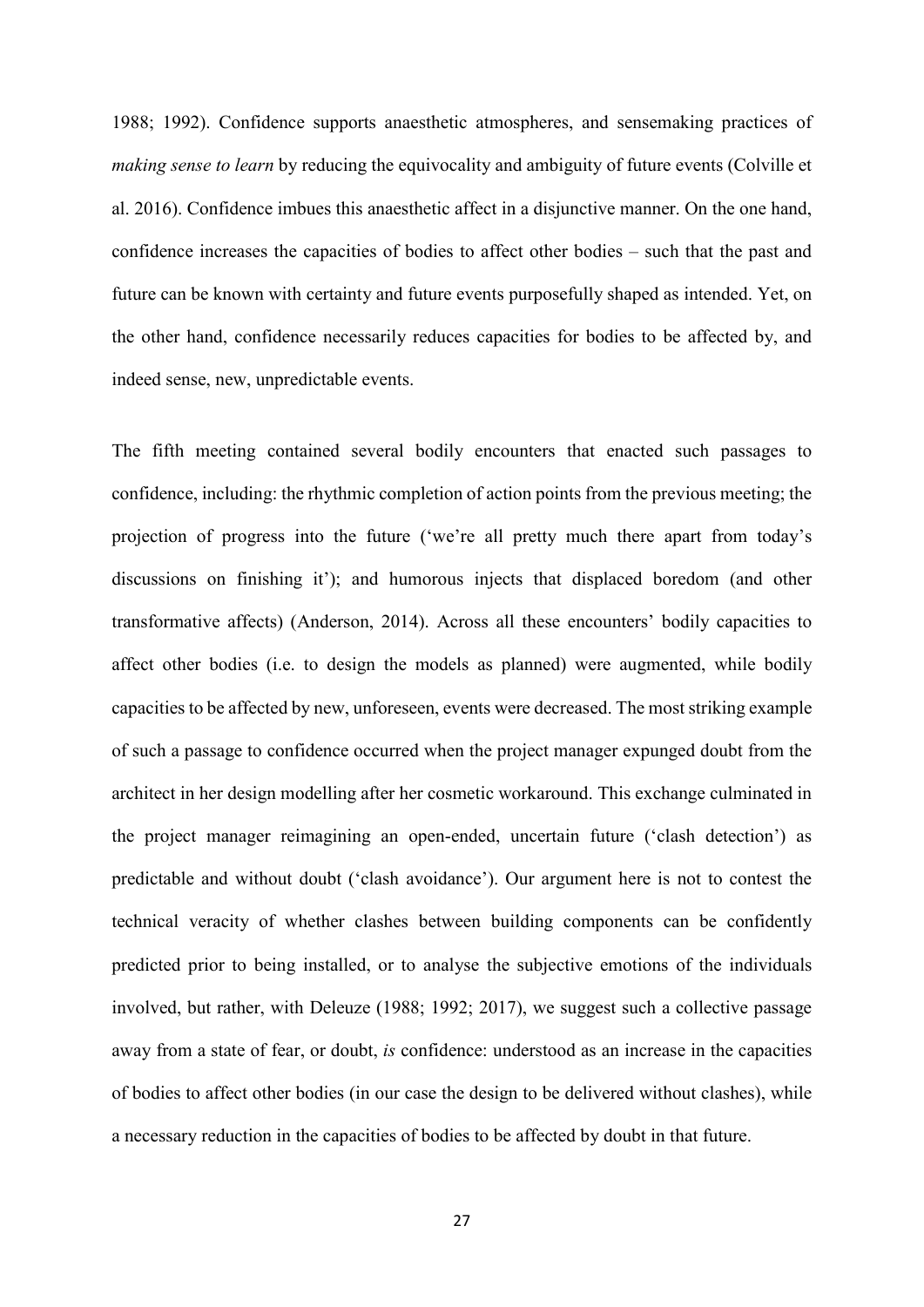1988; 1992). Confidence supports anaesthetic atmospheres, and sensemaking practices of *making sense to learn* by reducing the equivocality and ambiguity of future events (Colville et al. 2016). Confidence imbues this anaesthetic affect in a disjunctive manner. On the one hand, confidence increases the capacities of bodies to affect other bodies – such that the past and future can be known with certainty and future events purposefully shaped as intended. Yet, on the other hand, confidence necessarily reduces capacities for bodies to be affected by, and indeed sense, new, unpredictable events.

The fifth meeting contained several bodily encounters that enacted such passages to confidence, including: the rhythmic completion of action points from the previous meeting; the projection of progress into the future ('we're all pretty much there apart from today's discussions on finishing it'); and humorous injects that displaced boredom (and other transformative affects) (Anderson, 2014). Across all these encounters' bodily capacities to affect other bodies (i.e. to design the models as planned) were augmented, while bodily capacities to be affected by new, unforeseen, events were decreased. The most striking example of such a passage to confidence occurred when the project manager expunged doubt from the architect in her design modelling after her cosmetic workaround. This exchange culminated in the project manager reimagining an open-ended, uncertain future ('clash detection') as predictable and without doubt ('clash avoidance'). Our argument here is not to contest the technical veracity of whether clashes between building components can be confidently predicted prior to being installed, or to analyse the subjective emotions of the individuals involved, but rather, with Deleuze (1988; 1992; 2017), we suggest such a collective passage away from a state of fear, or doubt, *is* confidence: understood as an increase in the capacities of bodies to affect other bodies (in our case the design to be delivered without clashes), while a necessary reduction in the capacities of bodies to be affected by doubt in that future.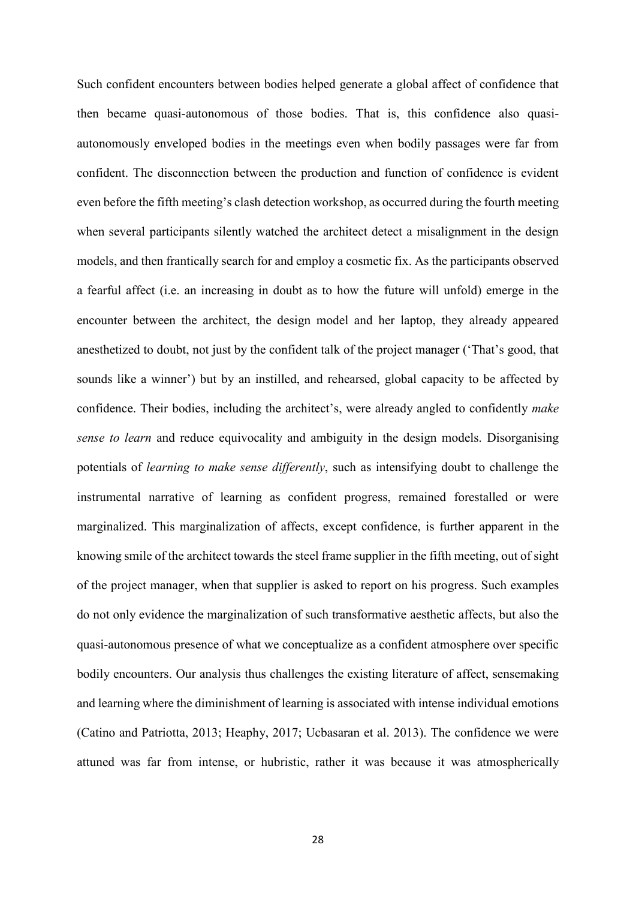Such confident encounters between bodies helped generate a global affect of confidence that then became quasi-autonomous of those bodies. That is, this confidence also quasi-autonomously enveloped bodies in the meetings even when bodily passages were far from confident. The disconnection between the production and function of confidence is evident even before the fifth meeting's clash detection workshop, as occurred during the fourth meeting when several participants silently watched the architect detect a misalignment in the design models, and then frantically search for and employ a cosmetic fix. As the participants observed a fearful affect (i.e. an increasing in doubt as to how the future will unfold) emerge in the encounter between the architect, the design model and her laptop, they already appeared anesthetized to doubt, not just by the confident talk of the project manager ('That's good, that sounds like a winner') but by an instilled, and rehearsed, global capacity to be affected by confidence. Their bodies, including the architect's, were already angled to confidently *make sense to learn* and reduce equivocality and ambiguity in the design models. Disorganising potentials of *learning to make sense differently*, such as intensifying doubt to challenge the instrumental narrative of learning as confident progress, remained forestalled or were marginalized. This marginalization of affects, except confidence, is further apparent in the knowing smile of the architect towards the steel frame supplier in the fifth meeting, out of sight of the project manager, when that supplier is asked to report on his progress. Such examples do not only evidence the marginalization of such transformative aesthetic affects, but also the quasi-autonomous presence of what we conceptualize as a confident atmosphere over specific bodily encounters. Our analysis thus challenges the existing literature of affect, sensemaking and learning where the diminishment of learning is associated with intense individual emotions (Catino and Patriotta, 2013; Heaphy, 2017; Ucbasaran et al. 2013). The confidence we were attuned was far from intense, or hubristic, rather it was because it was atmospherically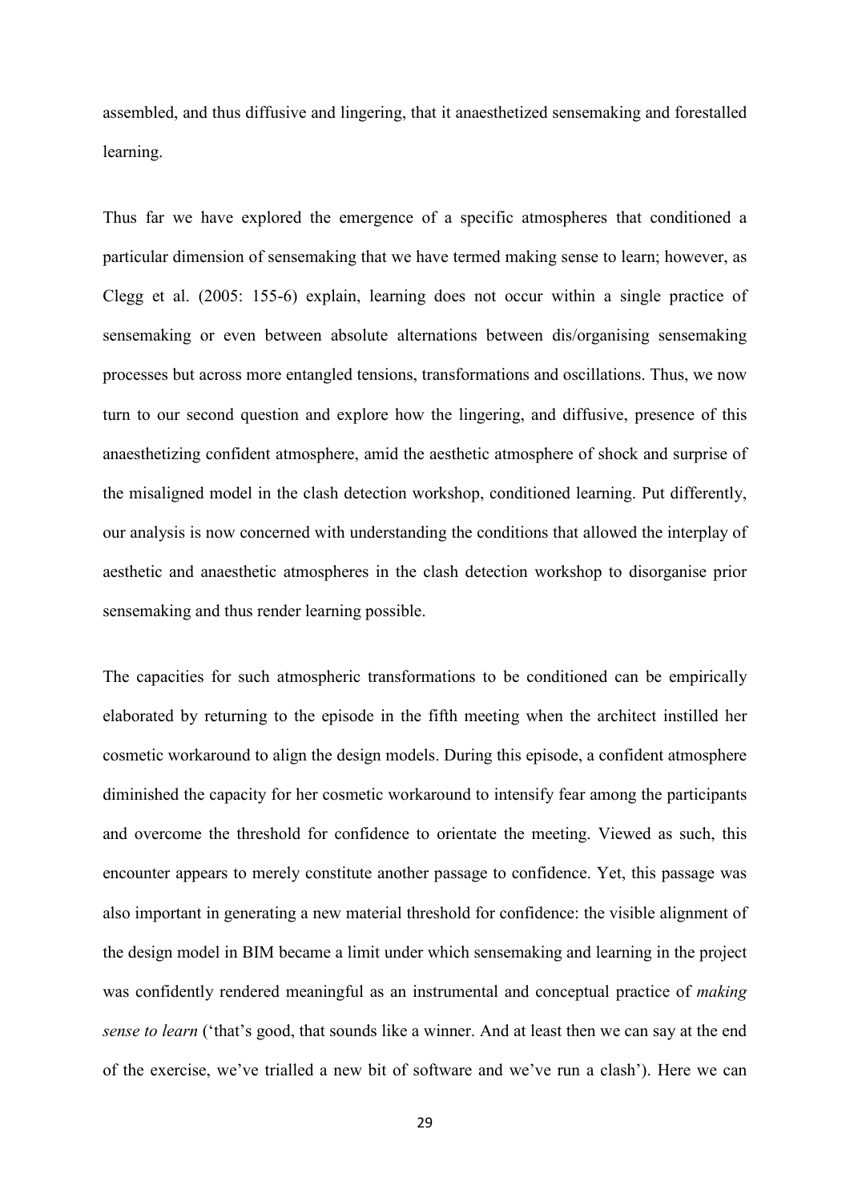assembled, and thus diffusive and lingering, that it anaesthetized sensemaking and forestalled learning.

Thus far we have explored the emergence of a specific atmospheres that conditioned a particular dimension of sensemaking that we have termed making sense to learn; however, as Clegg et al. (2005: 155-6) explain, learning does not occur within a single practice of sensemaking or even between absolute alternations between dis/organising sensemaking processes but across more entangled tensions, transformations and oscillations. Thus, we now turn to our second question and explore how the lingering, and diffusive, presence of this anaesthetizing confident atmosphere, amid the aesthetic atmosphere of shock and surprise of the misaligned model in the clash detection workshop, conditioned learning. Put differently, our analysis is now concerned with understanding the conditions that allowed the interplay of aesthetic and anaesthetic atmospheres in the clash detection workshop to disorganise prior sensemaking and thus render learning possible.

The capacities for such atmospheric transformations to be conditioned can be empirically elaborated by returning to the episode in the fifth meeting when the architect instilled her cosmetic workaround to align the design models. During this episode, a confident atmosphere diminished the capacity for her cosmetic workaround to intensify fear among the participants and overcome the threshold for confidence to orientate the meeting. Viewed as such, this encounter appears to merely constitute another passage to confidence. Yet, this passage was also important in generating a new material threshold for confidence: the visible alignment of the design model in BIM became a limit under which sensemaking and learning in the project was confidently rendered meaningful as an instrumental and conceptual practice of *making sense to learn* ('that's good, that sounds like a winner. And at least then we can say at the end of the exercise, we've trialled a new bit of software and we've run a clash'). Here we can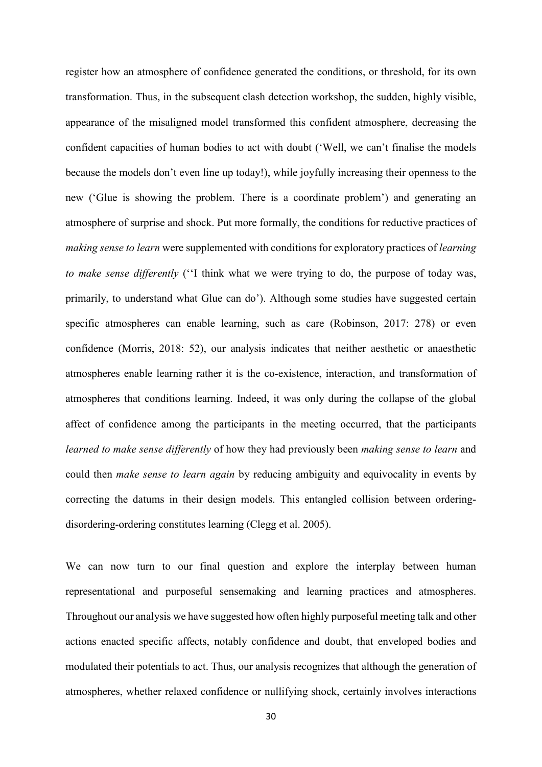register how an atmosphere of confidence generated the conditions, or threshold, for its own transformation. Thus, in the subsequent clash detection workshop, the sudden, highly visible, appearance of the misaligned model transformed this confident atmosphere, decreasing the confident capacities of human bodies to act with doubt ('Well, we can't finalise the models because the models don't even line up today!), while joyfully increasing their openness to the new ('Glue is showing the problem. There is a coordinate problem') and generating an atmosphere of surprise and shock. Put more formally, the conditions for reductive practices of *making sense to learn* were supplemented with conditions for exploratory practices of *learning to make sense differently* (''I think what we were trying to do, the purpose of today was, primarily, to understand what Glue can do'). Although some studies have suggested certain specific atmospheres can enable learning, such as care (Robinson, 2017: 278) or even confidence (Morris, 2018: 52), our analysis indicates that neither aesthetic or anaesthetic atmospheres enable learning rather it is the co-existence, interaction, and transformation of atmospheres that conditions learning. Indeed, it was only during the collapse of the global affect of confidence among the participants in the meeting occurred, that the participants *learned to make sense differently* of how they had previously been *making sense to learn* and could then *make sense to learn again* by reducing ambiguity and equivocality in events by correcting the datums in their design models. This entangled collision between ordering-disordering-ordering constitutes learning (Clegg et al. 2005).

We can now turn to our final question and explore the interplay between human representational and purposeful sensemaking and learning practices and atmospheres. Throughout our analysis we have suggested how often highly purposeful meeting talk and other actions enacted specific affects, notably confidence and doubt, that enveloped bodies and modulated their potentials to act. Thus, our analysis recognizes that although the generation of atmospheres, whether relaxed confidence or nullifying shock, certainly involves interactions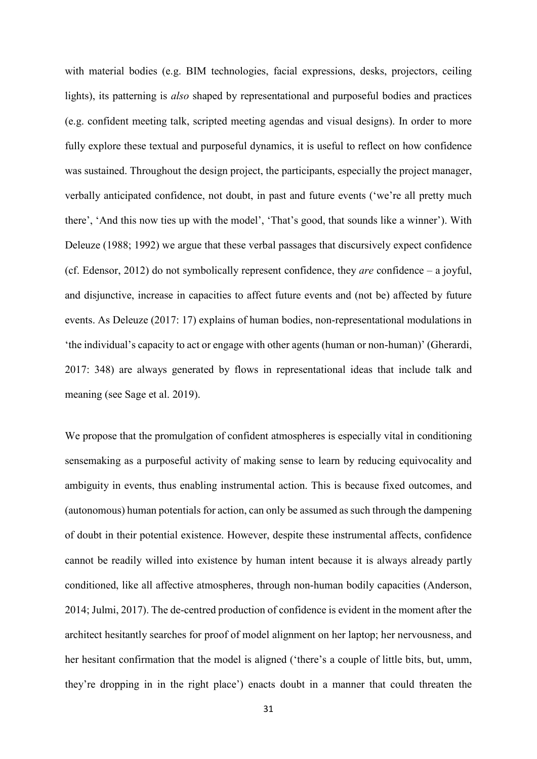with material bodies (e.g. BIM technologies, facial expressions, desks, projectors, ceiling lights), its patterning is *also* shaped by representational and purposeful bodies and practices (e.g. confident meeting talk, scripted meeting agendas and visual designs). In order to more fully explore these textual and purposeful dynamics, it is useful to reflect on how confidence was sustained. Throughout the design project, the participants, especially the project manager, verbally anticipated confidence, not doubt, in past and future events ('we're all pretty much there', 'And this now ties up with the model', 'That's good, that sounds like a winner'). With Deleuze (1988; 1992) we argue that these verbal passages that discursively expect confidence (cf. Edensor, 2012) do not symbolically represent confidence, they *are* confidence – a joyful, and disjunctive, increase in capacities to affect future events and (not be) affected by future events. As Deleuze (2017: 17) explains of human bodies, non-representational modulations in 'the individual's capacity to act or engage with other agents (human or non-human)' (Gherardi, 2017: 348) are always generated by flows in representational ideas that include talk and meaning (see Sage et al. 2019).

We propose that the promulgation of confident atmospheres is especially vital in conditioning sensemaking as a purposeful activity of making sense to learn by reducing equivocality and ambiguity in events, thus enabling instrumental action. This is because fixed outcomes, and (autonomous) human potentials for action, can only be assumed as such through the dampening of doubt in their potential existence. However, despite these instrumental affects, confidence cannot be readily willed into existence by human intent because it is always already partly conditioned, like all affective atmospheres, through non-human bodily capacities (Anderson, 2014; Julmi, 2017). The de-centred production of confidence is evident in the moment after the architect hesitantly searches for proof of model alignment on her laptop; her nervousness, and her hesitant confirmation that the model is aligned ('there's a couple of little bits, but, umm, they're dropping in in the right place') enacts doubt in a manner that could threaten the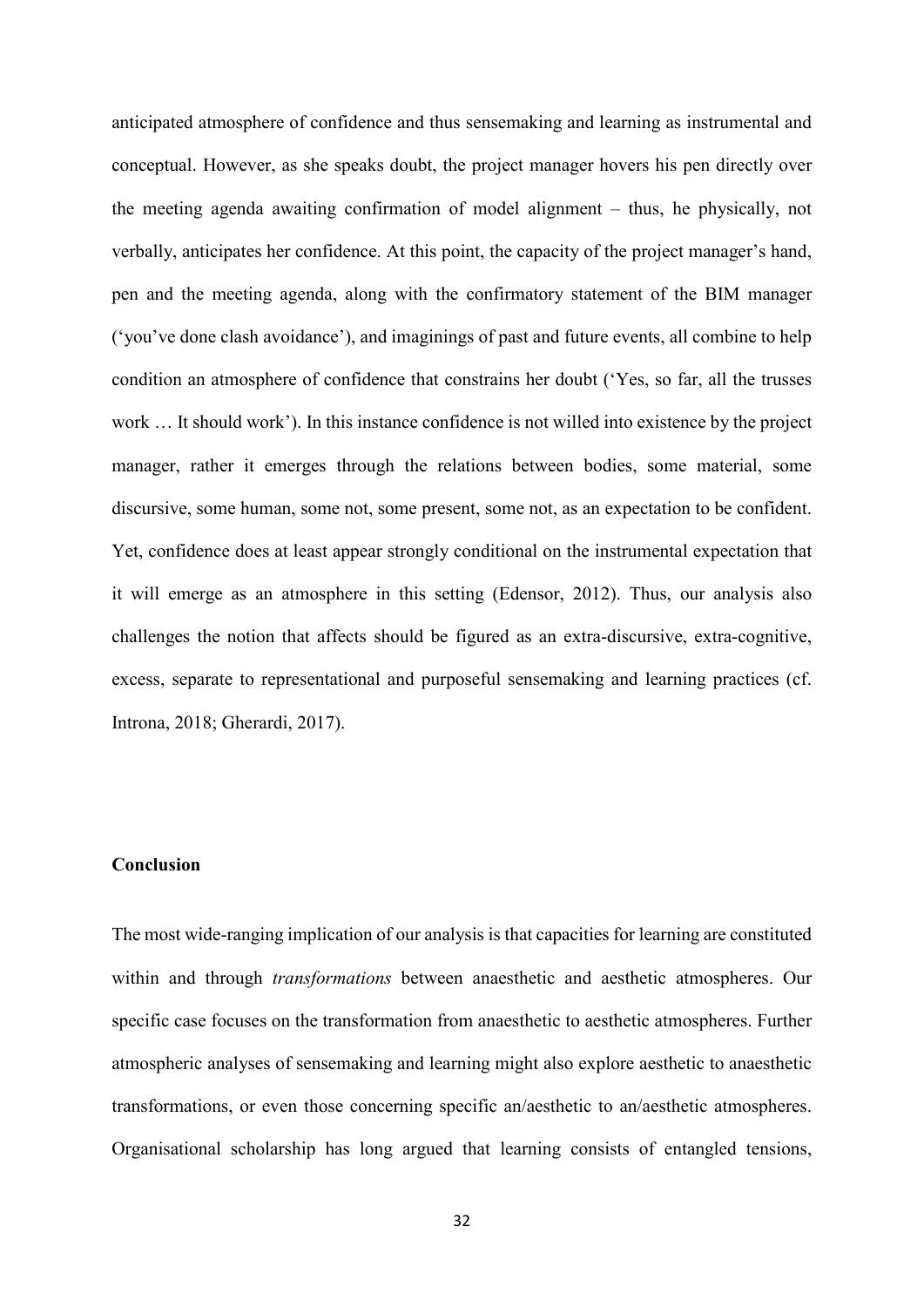anticipated atmosphere of confidence and thus sensemaking and learning as instrumental and conceptual. However, as she speaks doubt, the project manager hovers his pen directly over the meeting agenda awaiting confirmation of model alignment – thus, he physically, not verbally, anticipates her confidence. At this point, the capacity of the project manager's hand, pen and the meeting agenda, along with the confirmatory statement of the BIM manager ('you've done clash avoidance'), and imaginings of past and future events, all combine to help condition an atmosphere of confidence that constrains her doubt ('Yes, so far, all the trusses work … It should work'). In this instance confidence is not willed into existence by the project manager, rather it emerges through the relations between bodies, some material, some discursive, some human, some not, some present, some not, as an expectation to be confident. Yet, confidence does at least appear strongly conditional on the instrumental expectation that it will emerge as an atmosphere in this setting (Edensor, 2012). Thus, our analysis also challenges the notion that affects should be figured as an extra-discursive, extra-cognitive, excess, separate to representational and purposeful sensemaking and learning practices (cf. Introna, 2018; Gherardi, 2017).

## Conclusion

The most wide-ranging implication of our analysis is that capacities for learning are constituted within and through *transformations* between anaesthetic and aesthetic atmospheres. Our specific case focuses on the transformation from anaesthetic to aesthetic atmospheres. Further atmospheric analyses of sensemaking and learning might also explore aesthetic to anaesthetic transformations, or even those concerning specific an/aesthetic to an/aesthetic atmospheres. Organisational scholarship has long argued that learning consists of entangled tensions,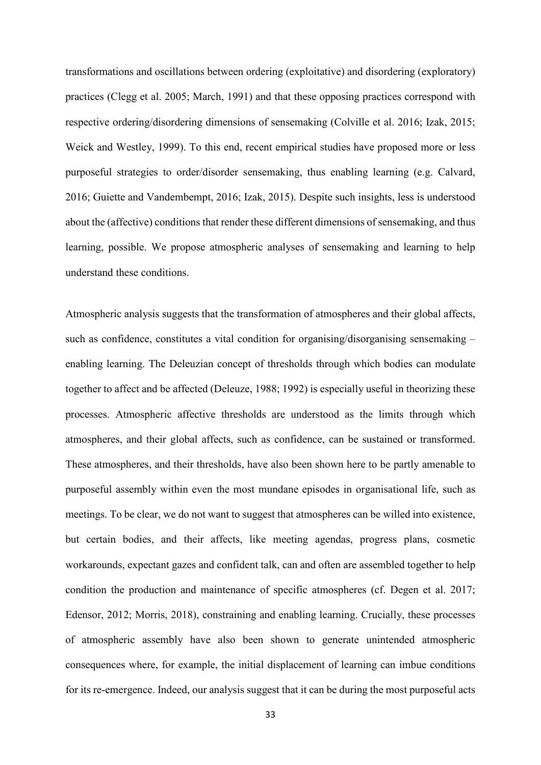transformations and oscillations between ordering (exploitative) and disordering (exploratory) practices (Clegg et al. 2005; March, 1991) and that these opposing practices correspond with respective ordering/disordering dimensions of sensemaking (Colville et al. 2016; Izak, 2015; Weick and Westley, 1999). To this end, recent empirical studies have proposed more or less purposeful strategies to order/disorder sensemaking, thus enabling learning (e.g. Calvard, 2016; Guiette and Vandembempt, 2016; Izak, 2015). Despite such insights, less is understood about the (affective) conditions that render these different dimensions of sensemaking, and thus learning, possible. We propose atmospheric analyses of sensemaking and learning to help understand these conditions.

Atmospheric analysis suggests that the transformation of atmospheres and their global affects, such as confidence, constitutes a vital condition for organising/disorganising sensemaking – enabling learning. The Deleuzian concept of thresholds through which bodies can modulate together to affect and be affected (Deleuze, 1988; 1992) is especially useful in theorizing these processes. Atmospheric affective thresholds are understood as the limits through which atmospheres, and their global affects, such as confidence, can be sustained or transformed. These atmospheres, and their thresholds, have also been shown here to be partly amenable to purposeful assembly within even the most mundane episodes in organisational life, such as meetings. To be clear, we do not want to suggest that atmospheres can be willed into existence, but certain bodies, and their affects, like meeting agendas, progress plans, cosmetic workarounds, expectant gazes and confident talk, can and often are assembled together to help condition the production and maintenance of specific atmospheres (cf. Degen et al. 2017; Edensor, 2012; Morris, 2018), constraining and enabling learning. Crucially, these processes of atmospheric assembly have also been shown to generate unintended atmospheric consequences where, for example, the initial displacement of learning can imbue conditions for its re-emergence. Indeed, our analysis suggest that it can be during the most purposeful acts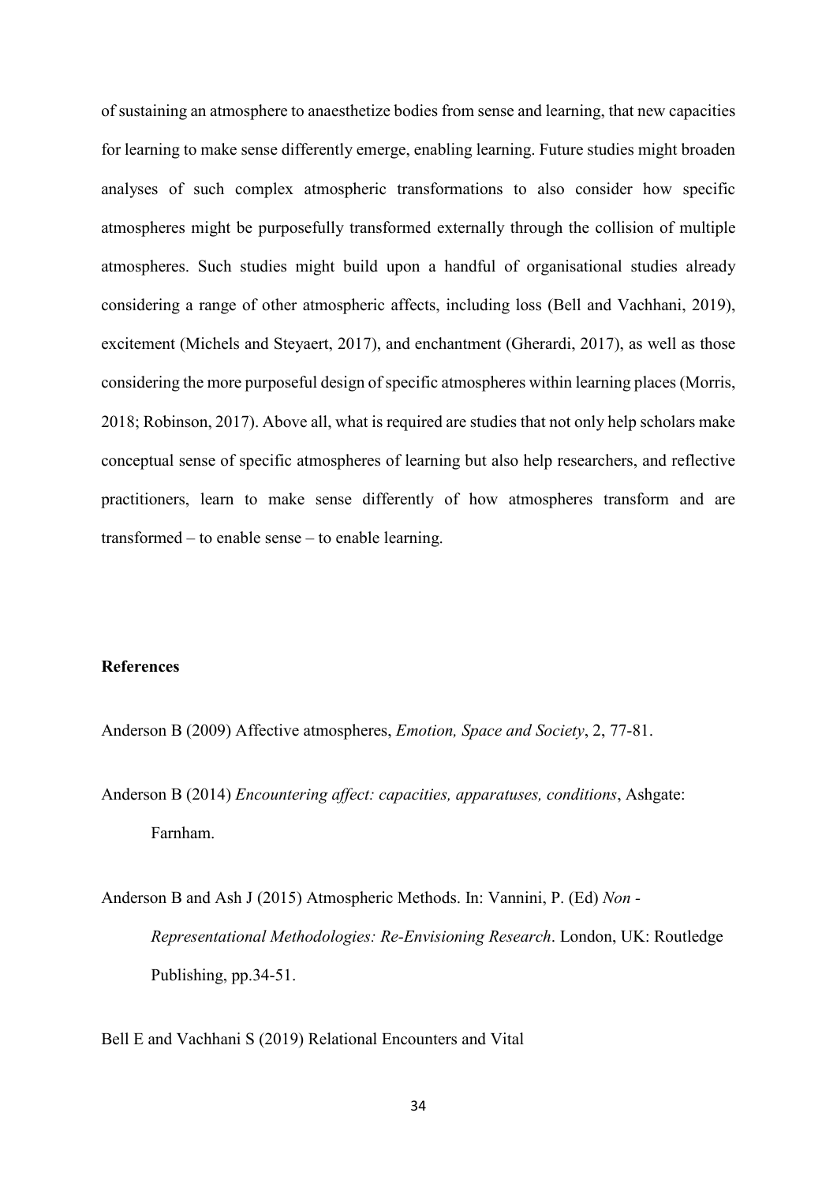of sustaining an atmosphere to anaesthetize bodies from sense and learning, that new capacities for learning to make sense differently emerge, enabling learning. Future studies might broaden analyses of such complex atmospheric transformations to also consider how specific atmospheres might be purposefully transformed externally through the collision of multiple atmospheres. Such studies might build upon a handful of organisational studies already considering a range of other atmospheric affects, including loss (Bell and Vachhani, 2019), excitement (Michels and Steyaert, 2017), and enchantment (Gherardi, 2017), as well as those considering the more purposeful design of specific atmospheres within learning places (Morris, 2018; Robinson, 2017). Above all, what is required are studies that not only help scholars make conceptual sense of specific atmospheres of learning but also help researchers, and reflective practitioners, learn to make sense differently of how atmospheres transform and are transformed – to enable sense – to enable learning.

**References**

Anderson B (2009) Affective atmospheres, *Emotion, Space and Society*, 2, 77-81.

Anderson B (2014) *Encountering affect: capacities, apparatuses, conditions*, Ashgate: Farnham.

Anderson B and Ash J (2015) Atmospheric Methods. In: Vannini, P. (Ed) *Non - Representational Methodologies: Re-Envisioning Research*. London, UK: Routledge Publishing, pp.34-51.

Bell E and Vachhani S (2019) Relational Encounters and Vital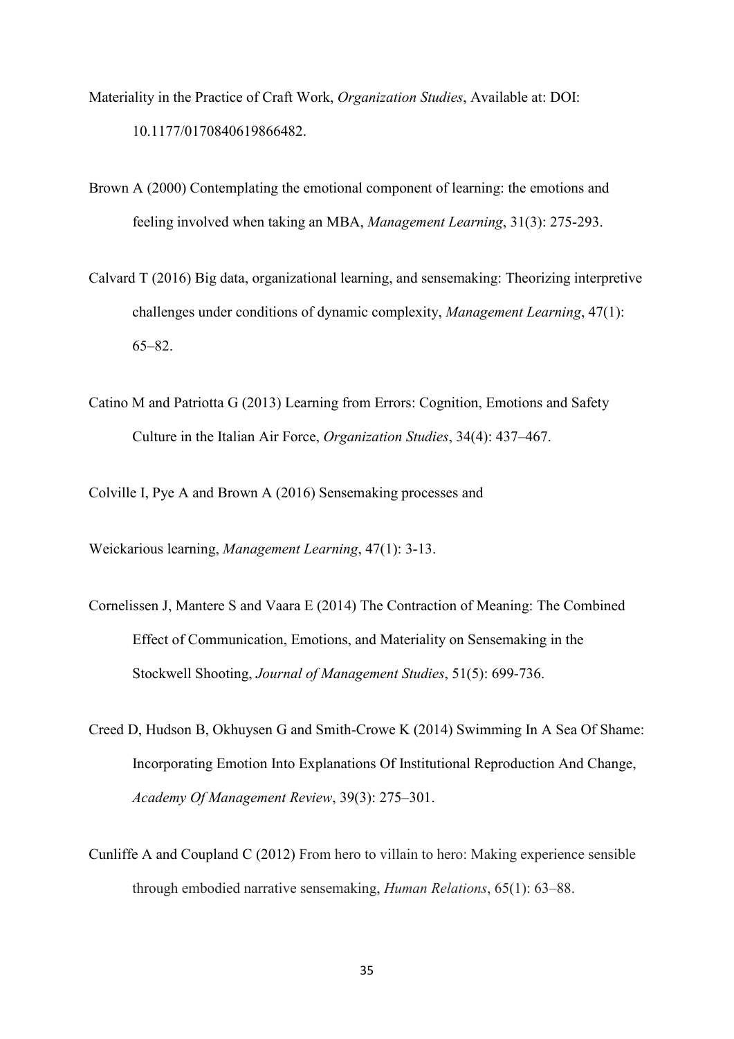Materiality in the Practice of Craft Work, *Organization Studies*, Available at: DOI: 10.1177/0170840619866482.

Brown A (2000) Contemplating the emotional component of learning: the emotions and feeling involved when taking an MBA, *Management Learning*, 31(3): 275-293.

Calvard T (2016) Big data, organizational learning, and sensemaking: Theorizing interpretive challenges under conditions of dynamic complexity, *Management Learning*, 47(1): 65–82.

Catino M and Patriotta G (2013) Learning from Errors: Cognition, Emotions and Safety Culture in the Italian Air Force, *Organization Studies*, 34(4): 437–467.

Colville I, Pye A and Brown A (2016) Sensemaking processes and

Weickarious learning, *Management Learning*, 47(1): 3-13.

Cornelissen J, Mantere S and Vaara E (2014) The Contraction of Meaning: The Combined Effect of Communication, Emotions, and Materiality on Sensemaking in the Stockwell Shooting, *Journal of Management Studies*, 51(5): 699-736.

Creed D, Hudson B, Okhuysen G and Smith-Crowe K (2014) Swimming In A Sea Of Shame: Incorporating Emotion Into Explanations Of Institutional Reproduction And Change, *Academy Of Management Review*, 39(3): 275–301.

Cunliffe A and Coupland C (2012) From hero to villain to hero: Making experience sensible through embodied narrative sensemaking, *Human Relations*, 65(1): 63–88.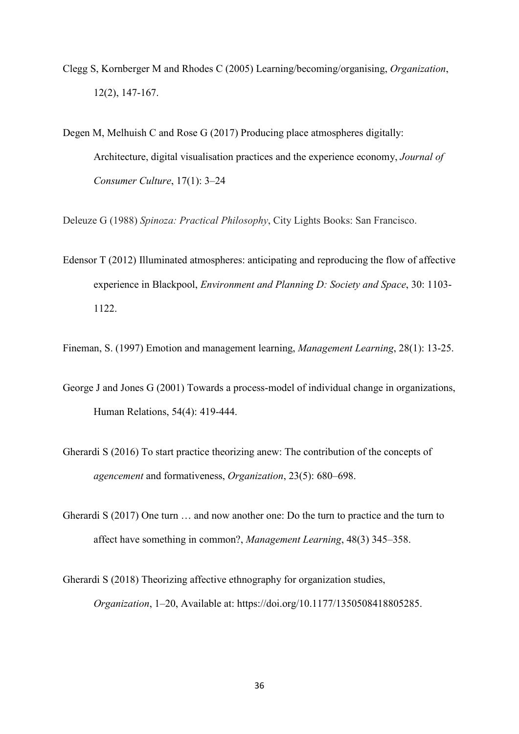Clegg S, Kornberger M and Rhodes C (2005) Learning/becoming/organising, *Organization*, 12(2), 147-167.

Degen M, Melhuish C and Rose G (2017) Producing place atmospheres digitally: Architecture, digital visualisation practices and the experience economy, *Journal of Consumer Culture*, 17(1): 3–24

Deleuze G (1988) *Spinoza: Practical Philosophy*, City Lights Books: San Francisco.

Edensor T (2012) Illuminated atmospheres: anticipating and reproducing the flow of affective experience in Blackpool, *Environment and Planning D: Society and Space*, 30: 1103-1122.

Fineman, S. (1997) Emotion and management learning, *Management Learning*, 28(1): 13-25.

George J and Jones G (2001) Towards a process-model of individual change in organizations, Human Relations, 54(4): 419-444.

Gherardi S (2016) To start practice theorizing anew: The contribution of the concepts of *agencement* and formativeness, *Organization*, 23(5): 680–698.

Gherardi S (2017) One turn … and now another one: Do the turn to practice and the turn to affect have something in common?, *Management Learning*, 48(3) 345–358.

Gherardi S (2018) Theorizing affective ethnography for organization studies, *Organization*, 1–20, Available at: https://doi.org/10.1177/1350508418805285.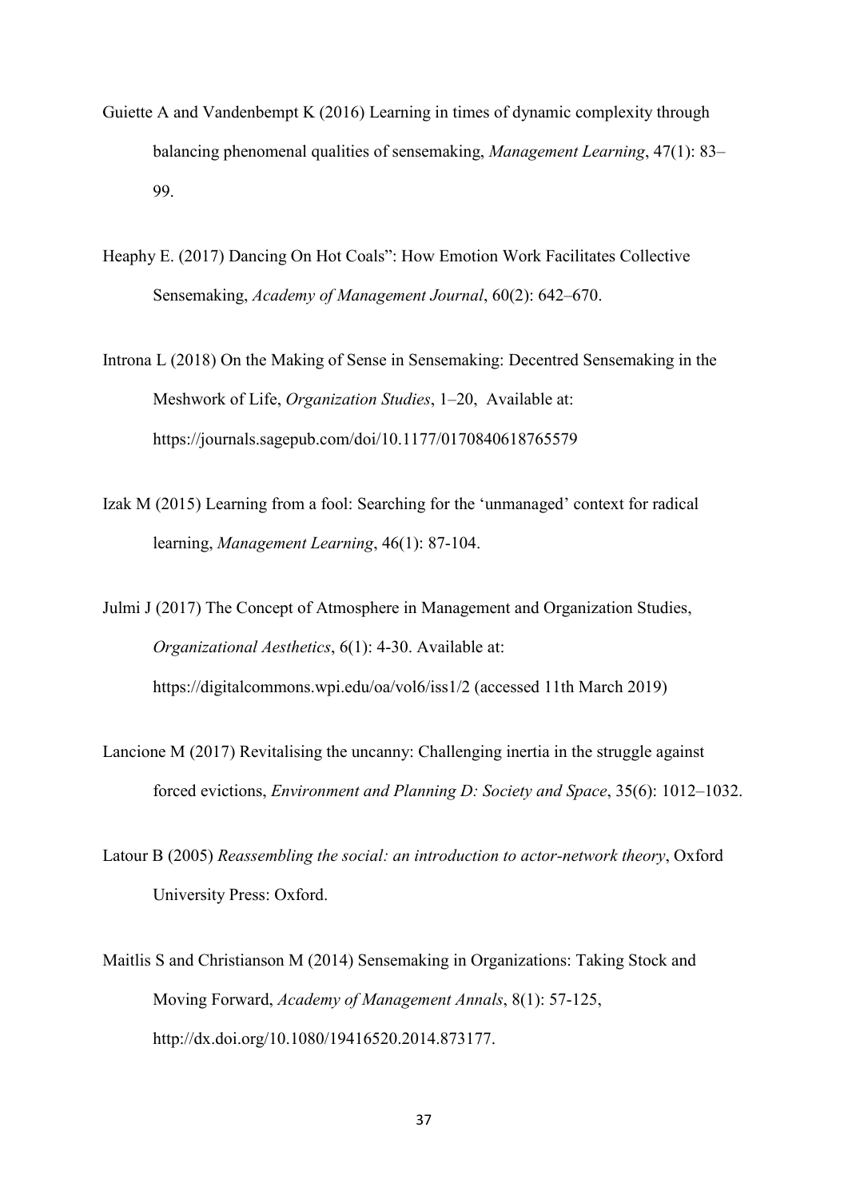Guiette A and Vandenbempt K (2016) Learning in times of dynamic complexity through balancing phenomenal qualities of sensemaking, *Management Learning*, 47(1): 83–99.

Heaphy E. (2017) Dancing On Hot Coals": How Emotion Work Facilitates Collective Sensemaking, *Academy of Management Journal*, 60(2): 642–670.

Introna L (2018) On the Making of Sense in Sensemaking: Decentred Sensemaking in the Meshwork of Life, *Organization Studies*, 1–20, Available at: https://journals.sagepub.com/doi/10.1177/0170840618765579

Izak M (2015) Learning from a fool: Searching for the 'unmanaged' context for radical learning, *Management Learning*, 46(1): 87-104.

Julmi J (2017) The Concept of Atmosphere in Management and Organization Studies, *Organizational Aesthetics*, 6(1): 4-30. Available at: https://digitalcommons.wpi.edu/oa/vol6/iss1/2 (accessed 11th March 2019)

Lancione M (2017) Revitalising the uncanny: Challenging inertia in the struggle against forced evictions, *Environment and Planning D: Society and Space*, 35(6): 1012–1032.

Latour B (2005) *Reassembling the social: an introduction to actor-network theory*, Oxford University Press: Oxford.

Maitlis S and Christianson M (2014) Sensemaking in Organizations: Taking Stock and Moving Forward, *Academy of Management Annals*, 8(1): 57-125, http://dx.doi.org/10.1080/19416520.2014.873177.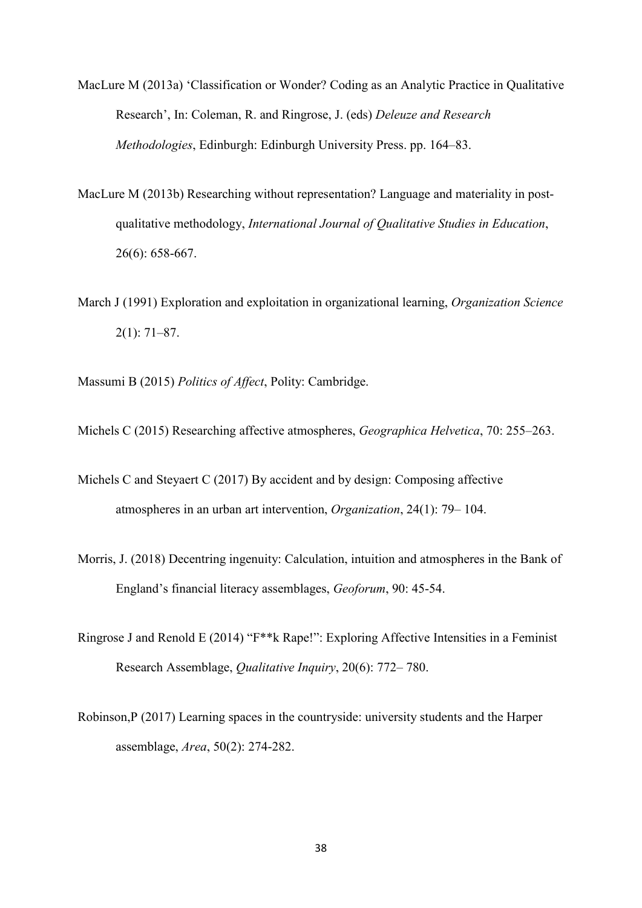MacLure M (2013a) ‘Classification or Wonder? Coding as an Analytic Practice in Qualitative Research’, In: Coleman, R. and Ringrose, J. (eds) *Deleuze and Research Methodologies*, Edinburgh: Edinburgh University Press. pp. 164–83.

MacLure M (2013b) Researching without representation? Language and materiality in post-qualitative methodology, *International Journal of Qualitative Studies in Education*, 26(6): 658-667.

March J (1991) Exploration and exploitation in organizational learning, *Organization Science* 2(1): 71–87.

Massumi B (2015) *Politics of Affect*, Polity: Cambridge.

Michels C (2015) Researching affective atmospheres, *Geographica Helvetica*, 70: 255–263.

Michels C and Steyaert C (2017) By accident and by design: Composing affective atmospheres in an urban art intervention, *Organization*, 24(1): 79– 104.

Morris, J. (2018) Decentring ingenuity: Calculation, intuition and atmospheres in the Bank of England’s financial literacy assemblages, *Geoforum*, 90: 45-54.

Ringrose J and Renold E (2014) “F**k Rape!”: Exploring Affective Intensities in a Feminist Research Assemblage, *Qualitative Inquiry*, 20(6): 772– 780.

Robinson,P (2017) Learning spaces in the countryside: university students and the Harper assemblage, *Area*, 50(2): 274-282.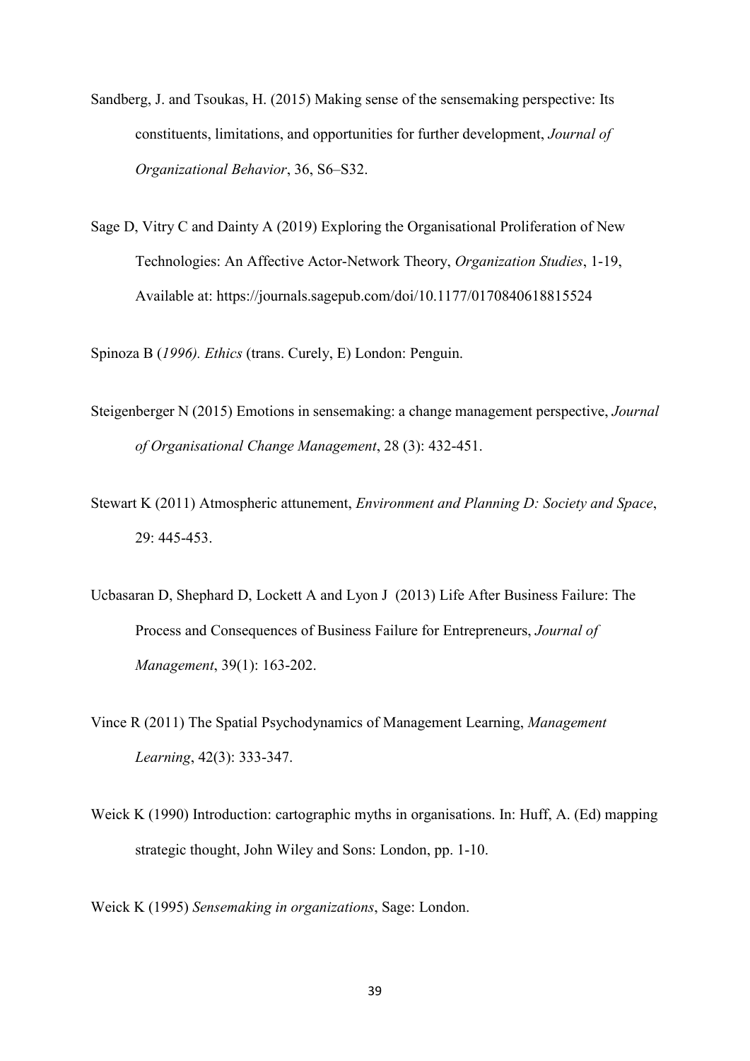Sandberg, J. and Tsoukas, H. (2015) Making sense of the sensemaking perspective: Its constituents, limitations, and opportunities for further development, *Journal of Organizational Behavior*, 36, S6–S32.

Sage D, Vitry C and Dainty A (2019) Exploring the Organisational Proliferation of New Technologies: An Affective Actor-Network Theory, *Organization Studies*, 1-19, Available at: https://journals.sagepub.com/doi/10.1177/0170840618815524

Spinoza B (*1996). Ethics* (trans. Curely, E) London: Penguin.

Steigenberger N (2015) Emotions in sensemaking: a change management perspective, *Journal of Organisational Change Management*, 28 (3): 432-451.

Stewart K (2011) Atmospheric attunement, *Environment and Planning D: Society and Space*, 29: 445-453.

Ucbasaran D, Shephard D, Lockett A and Lyon J (2013) Life After Business Failure: The Process and Consequences of Business Failure for Entrepreneurs, *Journal of Management*, 39(1): 163-202.

Vince R (2011) The Spatial Psychodynamics of Management Learning, *Management Learning*, 42(3): 333-347.

Weick K (1990) Introduction: cartographic myths in organisations. In: Huff, A. (Ed) mapping strategic thought, John Wiley and Sons: London, pp. 1-10.

Weick K (1995) *Sensemaking in organizations*, Sage: London.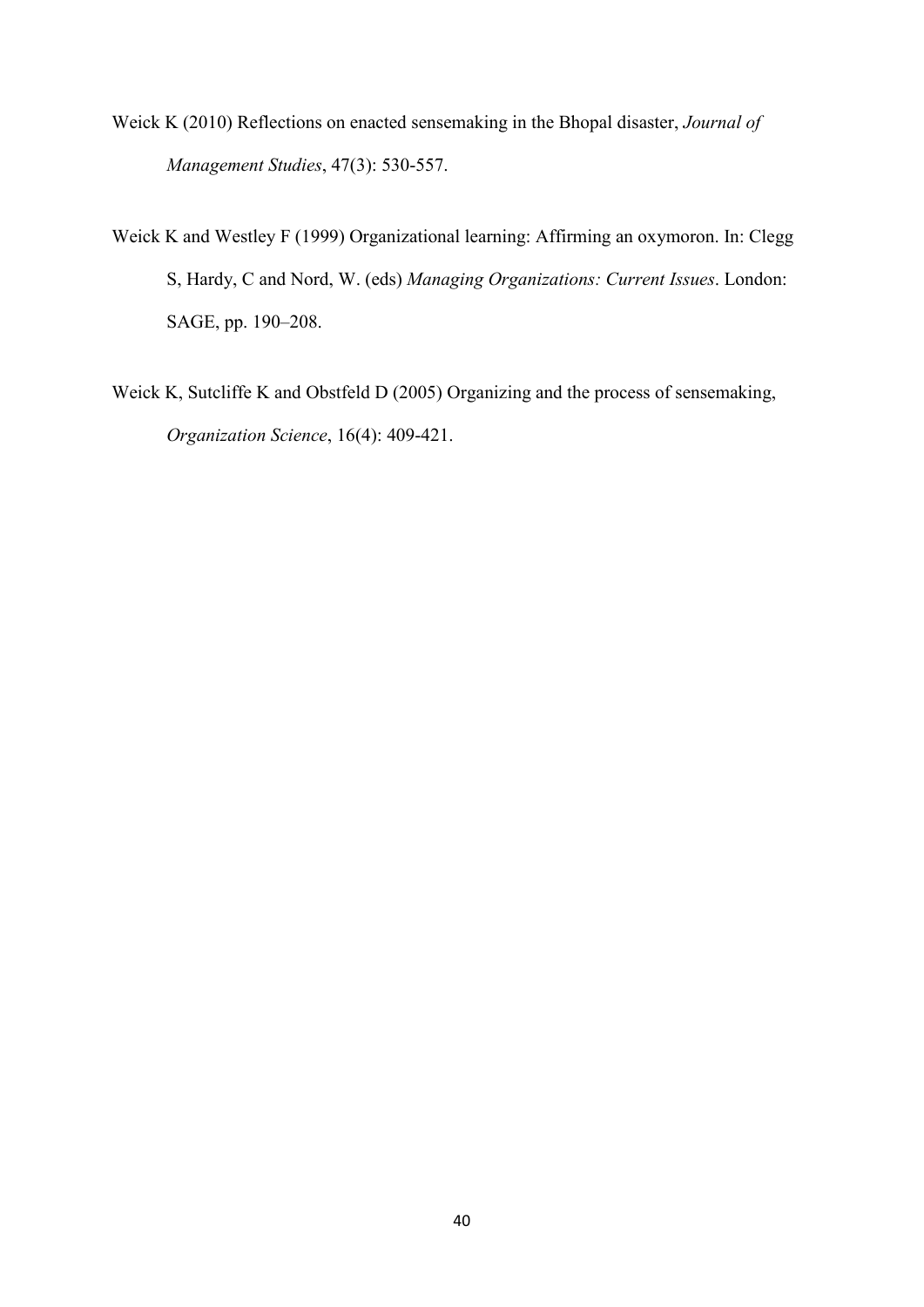Weick K (2010) Reflections on enacted sensemaking in the Bhopal disaster, *Journal of Management Studies*, 47(3): 530-557.

Weick K and Westley F (1999) Organizational learning: Affirming an oxymoron. In: Clegg S, Hardy, C and Nord, W. (eds) *Managing Organizations: Current Issues*. London: SAGE, pp. 190–208.

Weick K, Sutcliffe K and Obstfeld D (2005) Organizing and the process of sensemaking, *Organization Science*, 16(4): 409-421.